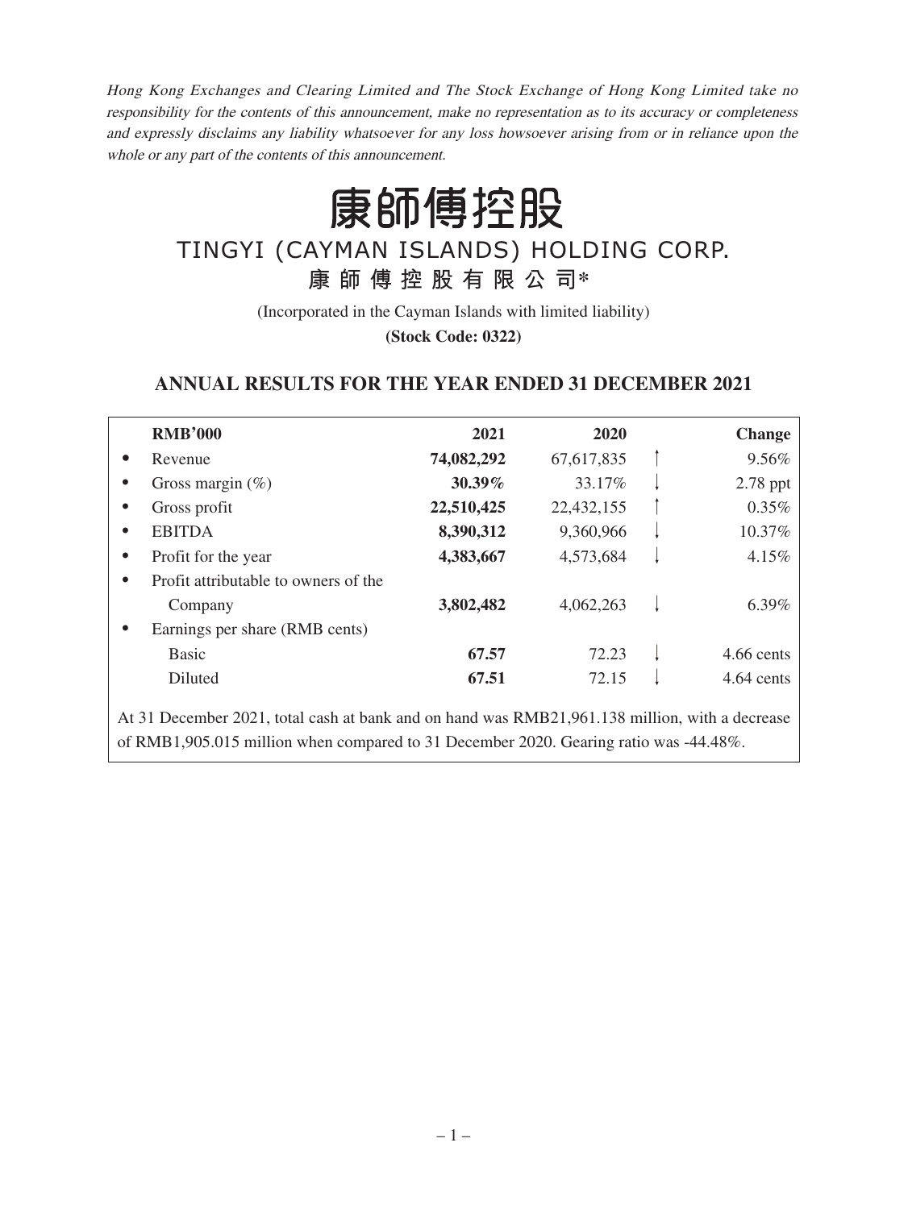*Hong Kong Exchanges and Clearing Limited and The Stock Exchange of Hong Kong Limited take no responsibility for the contents of this announcement, make no representation as to its accuracy or completeness and expressly disclaims any liability whatsoever for any loss howsoever arising from or in reliance upon the whole or any part of the contents of this announcement.*

# 康師傅控股

# TINGYI (CAYMAN ISLANDS) HOLDING CORP.

## 康 師 傅 控 股 有 限 公 司*

(Incorporated in the Cayman Islands with limited liability)

**(Stock Code: 0322)**

## ANNUAL RESULTS FOR THE YEAR ENDED 31 DECEMBER 2021

| RMB'000 | 2021 | 2020 | | Change |
|---|---|---|---|---|
| • Revenue | **74,082,292** | 67,617,835 | ↑ | 9.56% |
| • Gross margin (%) | **30.39%** | 33.17% | ↓ | 2.78 ppt |
| • Gross profit | **22,510,425** | 22,432,155 | ↑ | 0.35% |
| • EBITDA | **8,390,312** | 9,360,966 | ↓ | 10.37% |
| • Profit for the year | **4,383,667** | 4,573,684 | ↓ | 4.15% |
| • Profit attributable to owners of the Company | **3,802,482** | 4,062,263 | ↓ | 6.39% |
| • Earnings per share (RMB cents) | | | | |
| Basic | **67.57** | 72.23 | ↓ | 4.66 cents |
| Diluted | **67.51** | 72.15 | ↓ | 4.64 cents |

At 31 December 2021, total cash at bank and on hand was RMB21,961.138 million, with a decrease of RMB1,905.015 million when compared to 31 December 2020. Gearing ratio was -44.48%.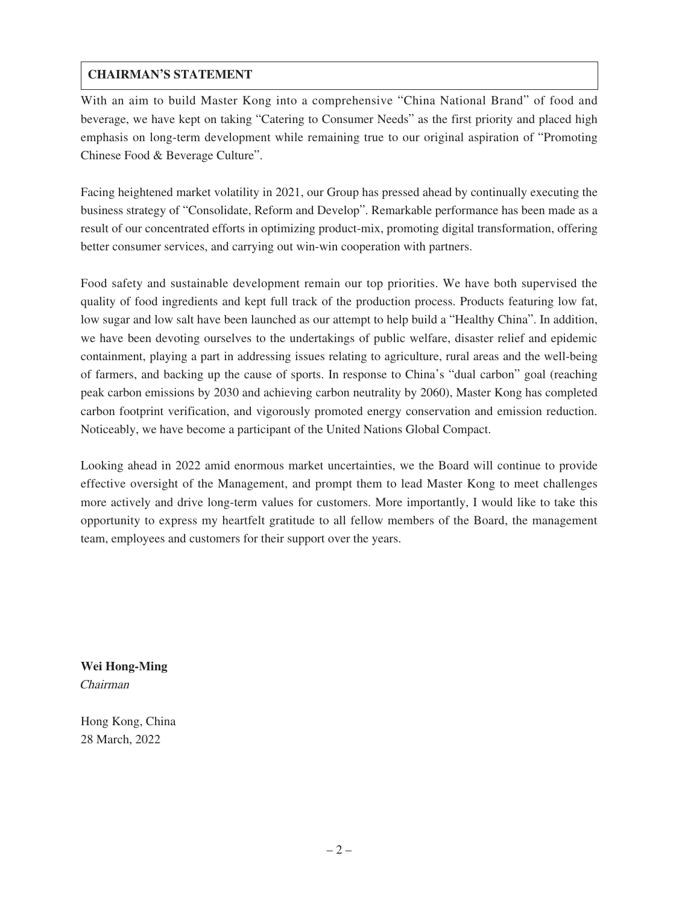## CHAIRMAN'S STATEMENT

With an aim to build Master Kong into a comprehensive "China National Brand" of food and beverage, we have kept on taking "Catering to Consumer Needs" as the first priority and placed high emphasis on long-term development while remaining true to our original aspiration of "Promoting Chinese Food & Beverage Culture".

Facing heightened market volatility in 2021, our Group has pressed ahead by continually executing the business strategy of "Consolidate, Reform and Develop". Remarkable performance has been made as a result of our concentrated efforts in optimizing product-mix, promoting digital transformation, offering better consumer services, and carrying out win-win cooperation with partners.

Food safety and sustainable development remain our top priorities. We have both supervised the quality of food ingredients and kept full track of the production process. Products featuring low fat, low sugar and low salt have been launched as our attempt to help build a "Healthy China". In addition, we have been devoting ourselves to the undertakings of public welfare, disaster relief and epidemic containment, playing a part in addressing issues relating to agriculture, rural areas and the well-being of farmers, and backing up the cause of sports. In response to China's "dual carbon" goal (reaching peak carbon emissions by 2030 and achieving carbon neutrality by 2060), Master Kong has completed carbon footprint verification, and vigorously promoted energy conservation and emission reduction. Noticeably, we have become a participant of the United Nations Global Compact.

Looking ahead in 2022 amid enormous market uncertainties, we the Board will continue to provide effective oversight of the Management, and prompt them to lead Master Kong to meet challenges more actively and drive long-term values for customers. More importantly, I would like to take this opportunity to express my heartfelt gratitude to all fellow members of the Board, the management team, employees and customers for their support over the years.

**Wei Hong-Ming**
*Chairman*

Hong Kong, China
28 March, 2022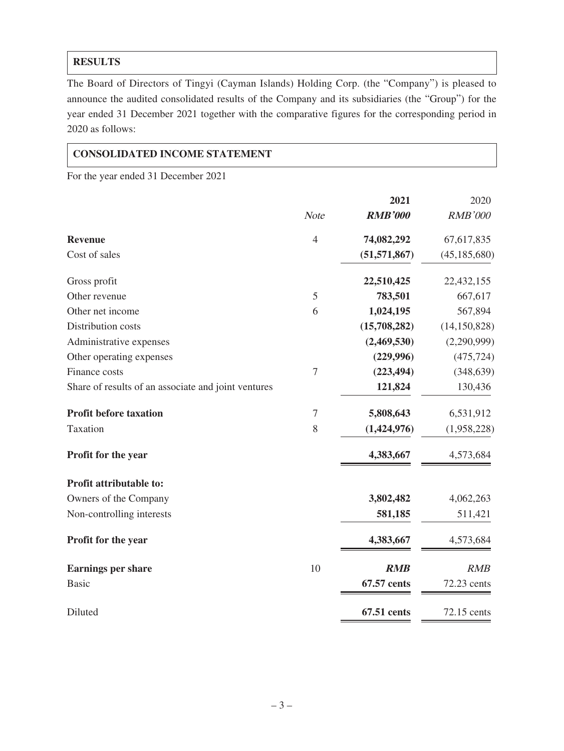## RESULTS

The Board of Directors of Tingyi (Cayman Islands) Holding Corp. (the "Company") is pleased to announce the audited consolidated results of the Company and its subsidiaries (the "Group") for the year ended 31 December 2021 together with the comparative figures for the corresponding period in 2020 as follows:

## CONSOLIDATED INCOME STATEMENT

For the year ended 31 December 2021

| | *Note* | **2021** | 2020 |
|---|---|---|---|
| | | ***RMB'000*** | *RMB'000* |
| **Revenue** | 4 | **74,082,292** | 67,617,835 |
| Cost of sales | | **(51,571,867)** | (45,185,680) |
| Gross profit | | **22,510,425** | 22,432,155 |
| Other revenue | 5 | **783,501** | 667,617 |
| Other net income | 6 | **1,024,195** | 567,894 |
| Distribution costs | | **(15,708,282)** | (14,150,828) |
| Administrative expenses | | **(2,469,530)** | (2,290,999) |
| Other operating expenses | | **(229,996)** | (475,724) |
| Finance costs | 7 | **(223,494)** | (348,639) |
| Share of results of an associate and joint ventures | | **121,824** | 130,436 |
| **Profit before taxation** | 7 | **5,808,643** | 6,531,912 |
| Taxation | 8 | **(1,424,976)** | (1,958,228) |
| **Profit for the year** | | **4,383,667** | 4,573,684 |
| **Profit attributable to:** | | | |
| Owners of the Company | | **3,802,482** | 4,062,263 |
| Non-controlling interests | | **581,185** | 511,421 |
| **Profit for the year** | | **4,383,667** | 4,573,684 |
| **Earnings per share** | 10 | ***RMB*** | *RMB* |
| Basic | | **67.57 cents** | 72.23 cents |
| Diluted | | **67.51 cents** | 72.15 cents |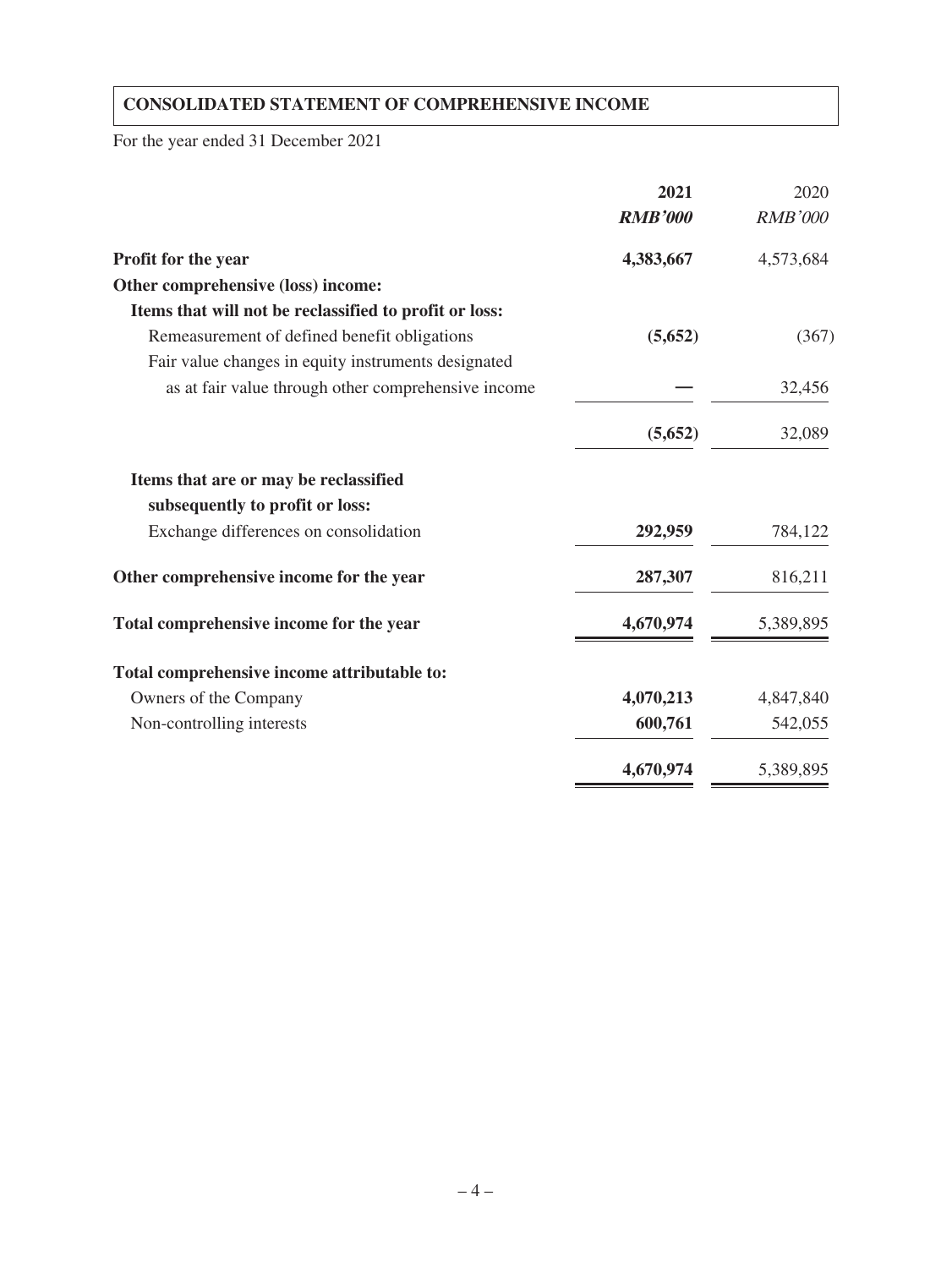## CONSOLIDATED STATEMENT OF COMPREHENSIVE INCOME

For the year ended 31 December 2021

| | **2021** | 2020 |
|---|---|---|
| | ***RMB'000*** | *RMB'000* |
| **Profit for the year** | **4,383,667** | 4,573,684 |
| **Other comprehensive (loss) income:** | | |
| **Items that will not be reclassified to profit or loss:** | | |
| Remeasurement of defined benefit obligations | **(5,652)** | (367) |
| Fair value changes in equity instruments designated as at fair value through other comprehensive income | **—** | 32,456 |
| | **(5,652)** | 32,089 |
| **Items that are or may be reclassified subsequently to profit or loss:** | | |
| Exchange differences on consolidation | **292,959** | 784,122 |
| **Other comprehensive income for the year** | **287,307** | 816,211 |
| **Total comprehensive income for the year** | **4,670,974** | 5,389,895 |
| **Total comprehensive income attributable to:** | | |
| Owners of the Company | **4,070,213** | 4,847,840 |
| Non-controlling interests | **600,761** | 542,055 |
| | **4,670,974** | 5,389,895 |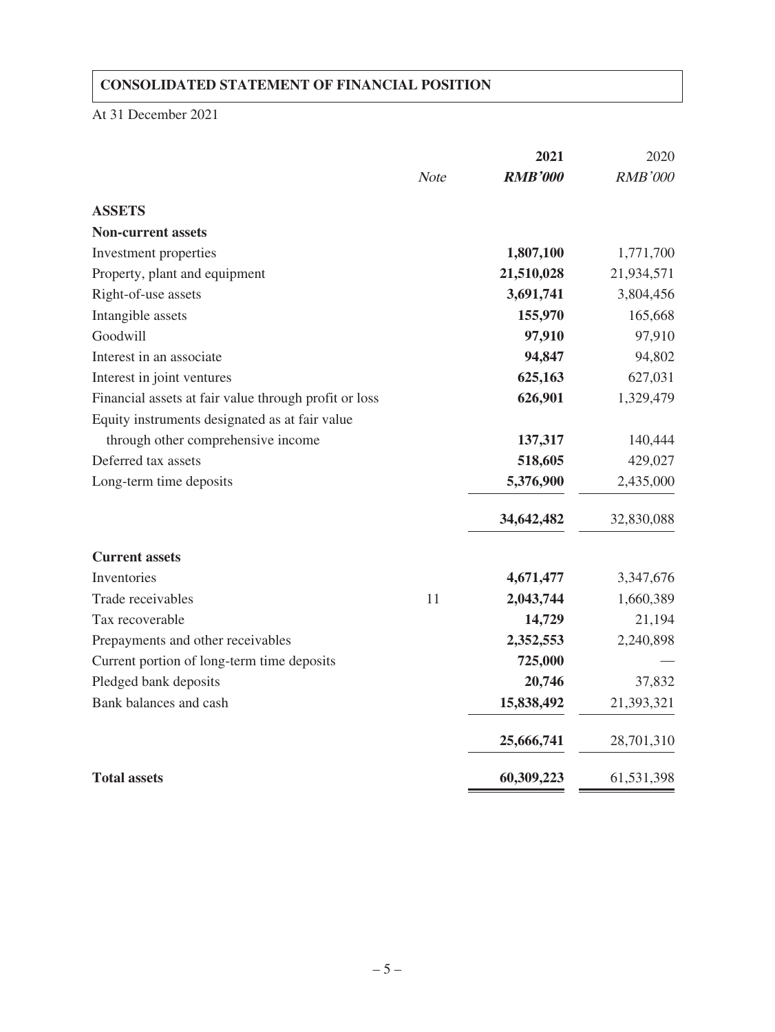## CONSOLIDATED STATEMENT OF FINANCIAL POSITION

At 31 December 2021

| | Note | 2021 | 2020 |
|---|---|---|---|
| | | ***RMB'000*** | *RMB'000* |
| **ASSETS** | | | |
| **Non-current assets** | | | |
| Investment properties | | **1,807,100** | 1,771,700 |
| Property, plant and equipment | | **21,510,028** | 21,934,571 |
| Right-of-use assets | | **3,691,741** | 3,804,456 |
| Intangible assets | | **155,970** | 165,668 |
| Goodwill | | **97,910** | 97,910 |
| Interest in an associate | | **94,847** | 94,802 |
| Interest in joint ventures | | **625,163** | 627,031 |
| Financial assets at fair value through profit or loss | | **626,901** | 1,329,479 |
| Equity instruments designated as at fair value through other comprehensive income | | **137,317** | 140,444 |
| Deferred tax assets | | **518,605** | 429,027 |
| Long-term time deposits | | **5,376,900** | 2,435,000 |
| | | **34,642,482** | 32,830,088 |
| **Current assets** | | | |
| Inventories | | **4,671,477** | 3,347,676 |
| Trade receivables | 11 | **2,043,744** | 1,660,389 |
| Tax recoverable | | **14,729** | 21,194 |
| Prepayments and other receivables | | **2,352,553** | 2,240,898 |
| Current portion of long-term time deposits | | **725,000** | — |
| Pledged bank deposits | | **20,746** | 37,832 |
| Bank balances and cash | | **15,838,492** | 21,393,321 |
| | | **25,666,741** | 28,701,310 |
| **Total assets** | | **60,309,223** | 61,531,398 |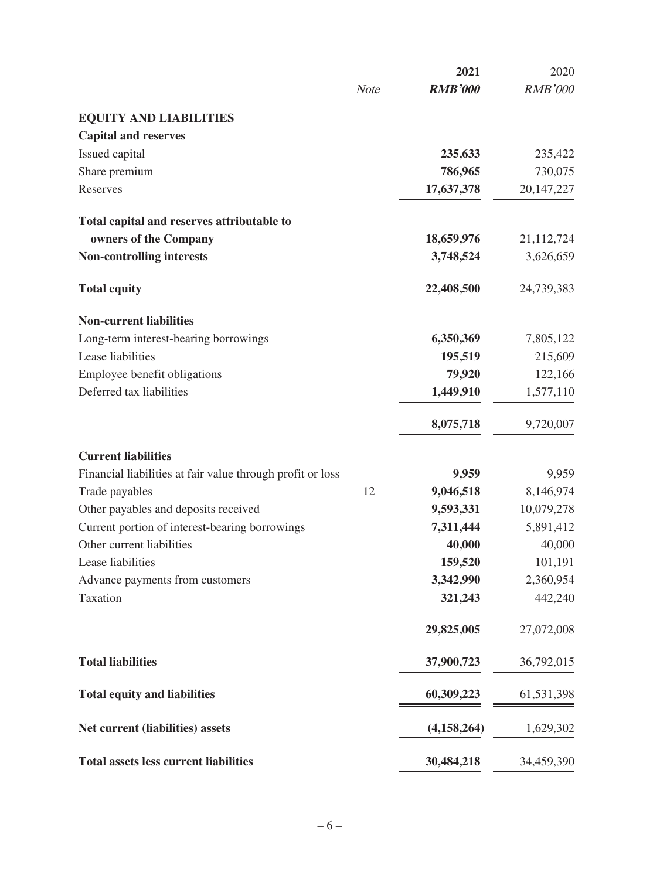| | Note | 2021 | 2020 |
|---|---|---|---|
| | | ***RMB'000*** | *RMB'000* |
| **EQUITY AND LIABILITIES** | | | |
| **Capital and reserves** | | | |
| Issued capital | | **235,633** | 235,422 |
| Share premium | | **786,965** | 730,075 |
| Reserves | | **17,637,378** | 20,147,227 |
| **Total capital and reserves attributable to owners of the Company** | | **18,659,976** | 21,112,724 |
| **Non-controlling interests** | | **3,748,524** | 3,626,659 |
| **Total equity** | | **22,408,500** | 24,739,383 |
| **Non-current liabilities** | | | |
| Long-term interest-bearing borrowings | | **6,350,369** | 7,805,122 |
| Lease liabilities | | **195,519** | 215,609 |
| Employee benefit obligations | | **79,920** | 122,166 |
| Deferred tax liabilities | | **1,449,910** | 1,577,110 |
| | | **8,075,718** | 9,720,007 |
| **Current liabilities** | | | |
| Financial liabilities at fair value through profit or loss | | **9,959** | 9,959 |
| Trade payables | 12 | **9,046,518** | 8,146,974 |
| Other payables and deposits received | | **9,593,331** | 10,079,278 |
| Current portion of interest-bearing borrowings | | **7,311,444** | 5,891,412 |
| Other current liabilities | | **40,000** | 40,000 |
| Lease liabilities | | **159,520** | 101,191 |
| Advance payments from customers | | **3,342,990** | 2,360,954 |
| Taxation | | **321,243** | 442,240 |
| | | **29,825,005** | 27,072,008 |
| **Total liabilities** | | **37,900,723** | 36,792,015 |
| **Total equity and liabilities** | | **60,309,223** | 61,531,398 |
| **Net current (liabilities) assets** | | **(4,158,264)** | 1,629,302 |
| **Total assets less current liabilities** | | **30,484,218** | 34,459,390 |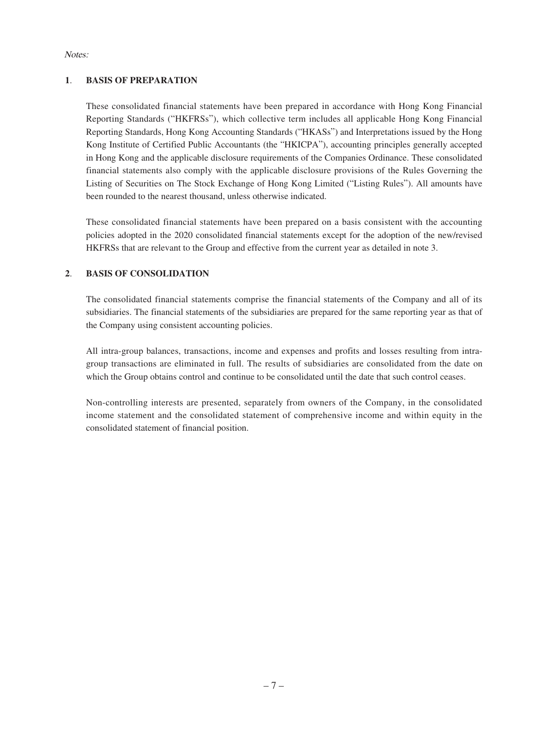*Notes:*

## 1. BASIS OF PREPARATION

These consolidated financial statements have been prepared in accordance with Hong Kong Financial Reporting Standards ("HKFRSs"), which collective term includes all applicable Hong Kong Financial Reporting Standards, Hong Kong Accounting Standards ("HKASs") and Interpretations issued by the Hong Kong Institute of Certified Public Accountants (the "HKICPA"), accounting principles generally accepted in Hong Kong and the applicable disclosure requirements of the Companies Ordinance. These consolidated financial statements also comply with the applicable disclosure provisions of the Rules Governing the Listing of Securities on The Stock Exchange of Hong Kong Limited ("Listing Rules"). All amounts have been rounded to the nearest thousand, unless otherwise indicated.

These consolidated financial statements have been prepared on a basis consistent with the accounting policies adopted in the 2020 consolidated financial statements except for the adoption of the new/revised HKFRSs that are relevant to the Group and effective from the current year as detailed in note 3.

## 2. BASIS OF CONSOLIDATION

The consolidated financial statements comprise the financial statements of the Company and all of its subsidiaries. The financial statements of the subsidiaries are prepared for the same reporting year as that of the Company using consistent accounting policies.

All intra-group balances, transactions, income and expenses and profits and losses resulting from intra-group transactions are eliminated in full. The results of subsidiaries are consolidated from the date on which the Group obtains control and continue to be consolidated until the date that such control ceases.

Non-controlling interests are presented, separately from owners of the Company, in the consolidated income statement and the consolidated statement of comprehensive income and within equity in the consolidated statement of financial position.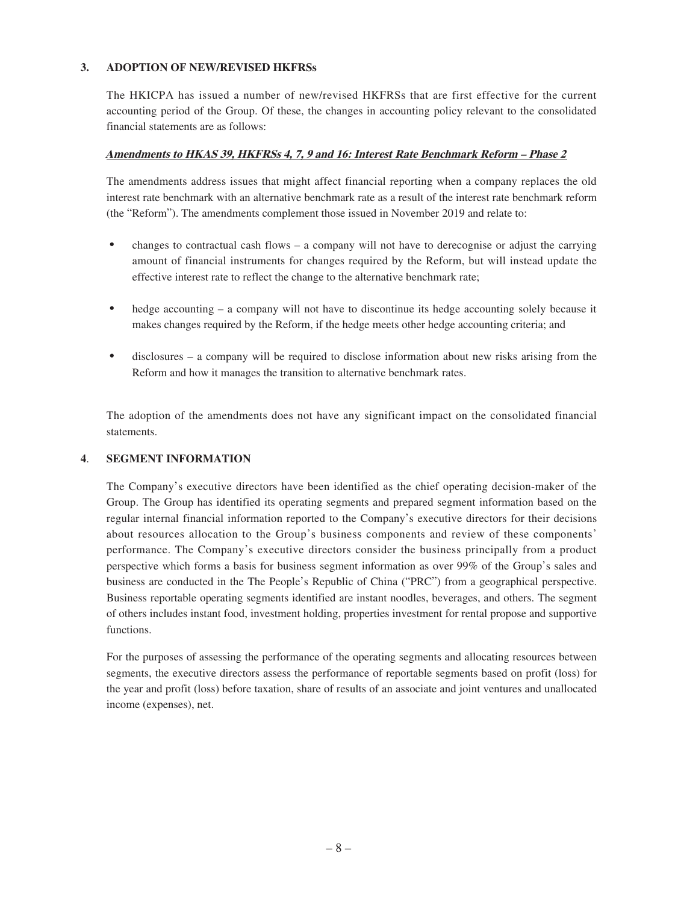## 3. ADOPTION OF NEW/REVISED HKFRSs

The HKICPA has issued a number of new/revised HKFRSs that are first effective for the current accounting period of the Group. Of these, the changes in accounting policy relevant to the consolidated financial statements are as follows:

***Amendments to HKAS 39, HKFRSs 4, 7, 9 and 16: Interest Rate Benchmark Reform – Phase 2***

The amendments address issues that might affect financial reporting when a company replaces the old interest rate benchmark with an alternative benchmark rate as a result of the interest rate benchmark reform (the "Reform"). The amendments complement those issued in November 2019 and relate to:

- changes to contractual cash flows – a company will not have to derecognise or adjust the carrying amount of financial instruments for changes required by the Reform, but will instead update the effective interest rate to reflect the change to the alternative benchmark rate;
- hedge accounting – a company will not have to discontinue its hedge accounting solely because it makes changes required by the Reform, if the hedge meets other hedge accounting criteria; and
- disclosures – a company will be required to disclose information about new risks arising from the Reform and how it manages the transition to alternative benchmark rates.

The adoption of the amendments does not have any significant impact on the consolidated financial statements.

## 4. SEGMENT INFORMATION

The Company's executive directors have been identified as the chief operating decision-maker of the Group. The Group has identified its operating segments and prepared segment information based on the regular internal financial information reported to the Company's executive directors for their decisions about resources allocation to the Group's business components and review of these components' performance. The Company's executive directors consider the business principally from a product perspective which forms a basis for business segment information as over 99% of the Group's sales and business are conducted in the The People's Republic of China ("PRC") from a geographical perspective. Business reportable operating segments identified are instant noodles, beverages, and others. The segment of others includes instant food, investment holding, properties investment for rental propose and supportive functions.

For the purposes of assessing the performance of the operating segments and allocating resources between segments, the executive directors assess the performance of reportable segments based on profit (loss) for the year and profit (loss) before taxation, share of results of an associate and joint ventures and unallocated income (expenses), net.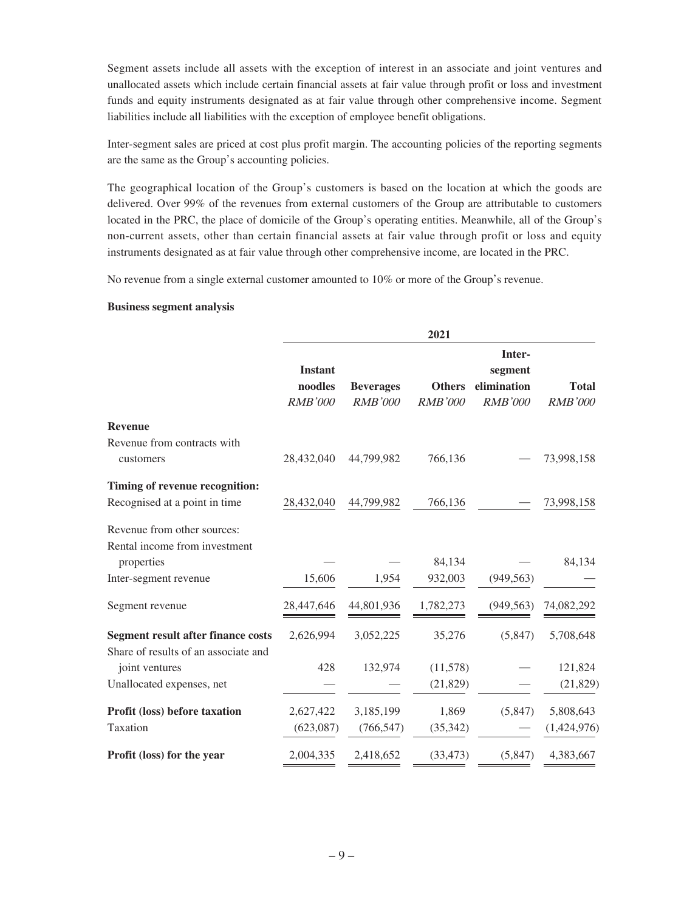Segment assets include all assets with the exception of interest in an associate and joint ventures and unallocated assets which include certain financial assets at fair value through profit or loss and investment funds and equity instruments designated as at fair value through other comprehensive income. Segment liabilities include all liabilities with the exception of employee benefit obligations.

Inter-segment sales are priced at cost plus profit margin. The accounting policies of the reporting segments are the same as the Group's accounting policies.

The geographical location of the Group's customers is based on the location at which the goods are delivered. Over 99% of the revenues from external customers of the Group are attributable to customers located in the PRC, the place of domicile of the Group's operating entities. Meanwhile, all of the Group's non-current assets, other than certain financial assets at fair value through profit or loss and equity instruments designated as at fair value through other comprehensive income, are located in the PRC.

No revenue from a single external customer amounted to 10% or more of the Group's revenue.

**Business segment analysis**

| | 2021 | | | | |
|---|---|---|---|---|---|
| | **Instant noodles** *RMB'000* | **Beverages** *RMB'000* | **Others** *RMB'000* | **Inter-segment elimination** *RMB'000* | **Total** *RMB'000* |
| **Revenue** | | | | | |
| Revenue from contracts with customers | 28,432,040 | 44,799,982 | 766,136 | — | 73,998,158 |
| **Timing of revenue recognition:** | | | | | |
| Recognised at a point in time | 28,432,040 | 44,799,982 | 766,136 | — | 73,998,158 |
| Revenue from other sources: | | | | | |
| Rental income from investment properties | — | — | 84,134 | — | 84,134 |
| Inter-segment revenue | 15,606 | 1,954 | 932,003 | (949,563) | — |
| Segment revenue | 28,447,646 | 44,801,936 | 1,782,273 | (949,563) | 74,082,292 |
| **Segment result after finance costs** | 2,626,994 | 3,052,225 | 35,276 | (5,847) | 5,708,648 |
| Share of results of an associate and joint ventures | 428 | 132,974 | (11,578) | — | 121,824 |
| Unallocated expenses, net | — | — | (21,829) | — | (21,829) |
| **Profit (loss) before taxation** | 2,627,422 | 3,185,199 | 1,869 | (5,847) | 5,808,643 |
| Taxation | (623,087) | (766,547) | (35,342) | — | (1,424,976) |
| **Profit (loss) for the year** | 2,004,335 | 2,418,652 | (33,473) | (5,847) | 4,383,667 |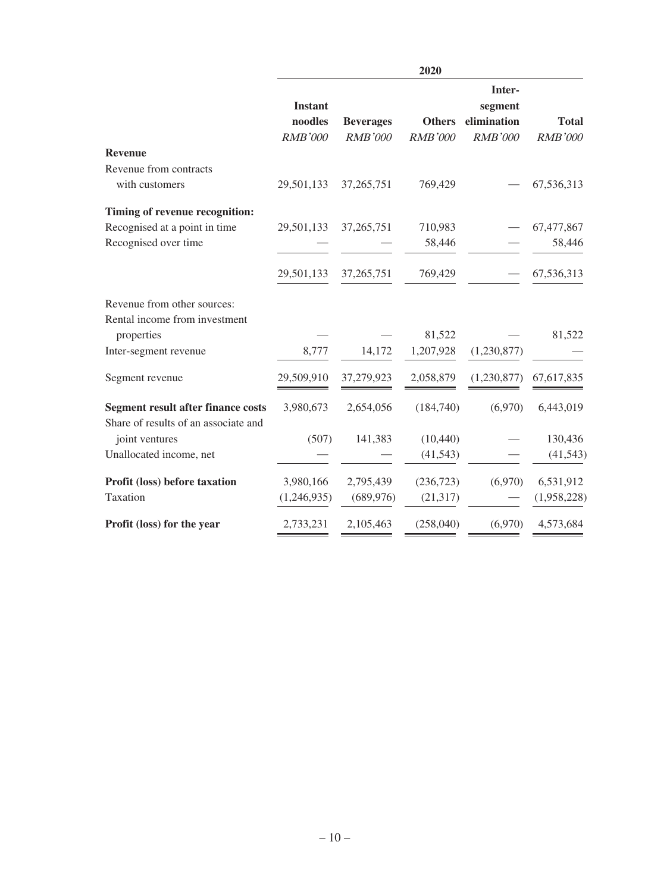| | 2020 | | | | |
|---|---|---|---|---|---|
| | **Instant noodles** | **Beverages** | **Others** | **Inter-segment elimination** | **Total** |
| | *RMB'000* | *RMB'000* | *RMB'000* | *RMB'000* | *RMB'000* |
| **Revenue** | | | | | |
| Revenue from contracts with customers | 29,501,133 | 37,265,751 | 769,429 | — | 67,536,313 |
| **Timing of revenue recognition:** | | | | | |
| Recognised at a point in time | 29,501,133 | 37,265,751 | 710,983 | — | 67,477,867 |
| Recognised over time | — | — | 58,446 | — | 58,446 |
| | 29,501,133 | 37,265,751 | 769,429 | — | 67,536,313 |
| Revenue from other sources: | | | | | |
| Rental income from investment properties | — | — | 81,522 | — | 81,522 |
| Inter-segment revenue | 8,777 | 14,172 | 1,207,928 | (1,230,877) | — |
| Segment revenue | 29,509,910 | 37,279,923 | 2,058,879 | (1,230,877) | 67,617,835 |
| **Segment result after finance costs** | 3,980,673 | 2,654,056 | (184,740) | (6,970) | 6,443,019 |
| Share of results of an associate and joint ventures | (507) | 141,383 | (10,440) | — | 130,436 |
| Unallocated income, net | — | — | (41,543) | — | (41,543) |
| **Profit (loss) before taxation** | 3,980,166 | 2,795,439 | (236,723) | (6,970) | 6,531,912 |
| Taxation | (1,246,935) | (689,976) | (21,317) | — | (1,958,228) |
| **Profit (loss) for the year** | 2,733,231 | 2,105,463 | (258,040) | (6,970) | 4,573,684 |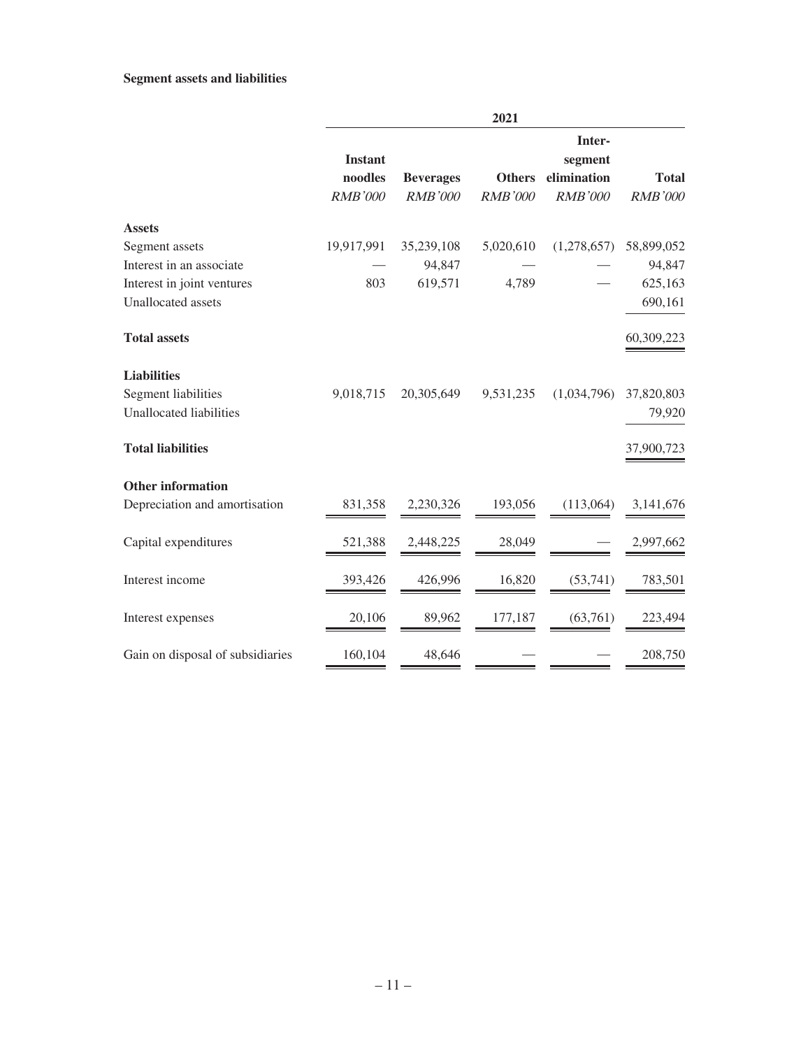**Segment assets and liabilities**

| | 2021 | | | | |
|---|---|---|---|---|---|
| | Instant noodles<br>*RMB'000* | Beverages<br>*RMB'000* | Others<br>*RMB'000* | Inter-segment elimination<br>*RMB'000* | Total<br>*RMB'000* |
| **Assets** | | | | | |
| Segment assets | 19,917,991 | 35,239,108 | 5,020,610 | (1,278,657) | 58,899,052 |
| Interest in an associate | — | 94,847 | — | — | 94,847 |
| Interest in joint ventures | 803 | 619,571 | 4,789 | — | 625,163 |
| Unallocated assets | | | | | 690,161 |
| **Total assets** | | | | | 60,309,223 |
| **Liabilities** | | | | | |
| Segment liabilities | 9,018,715 | 20,305,649 | 9,531,235 | (1,034,796) | 37,820,803 |
| Unallocated liabilities | | | | | 79,920 |
| **Total liabilities** | | | | | 37,900,723 |
| **Other information** | | | | | |
| Depreciation and amortisation | 831,358 | 2,230,326 | 193,056 | (113,064) | 3,141,676 |
| Capital expenditures | 521,388 | 2,448,225 | 28,049 | — | 2,997,662 |
| Interest income | 393,426 | 426,996 | 16,820 | (53,741) | 783,501 |
| Interest expenses | 20,106 | 89,962 | 177,187 | (63,761) | 223,494 |
| Gain on disposal of subsidiaries | 160,104 | 48,646 | — | — | 208,750 |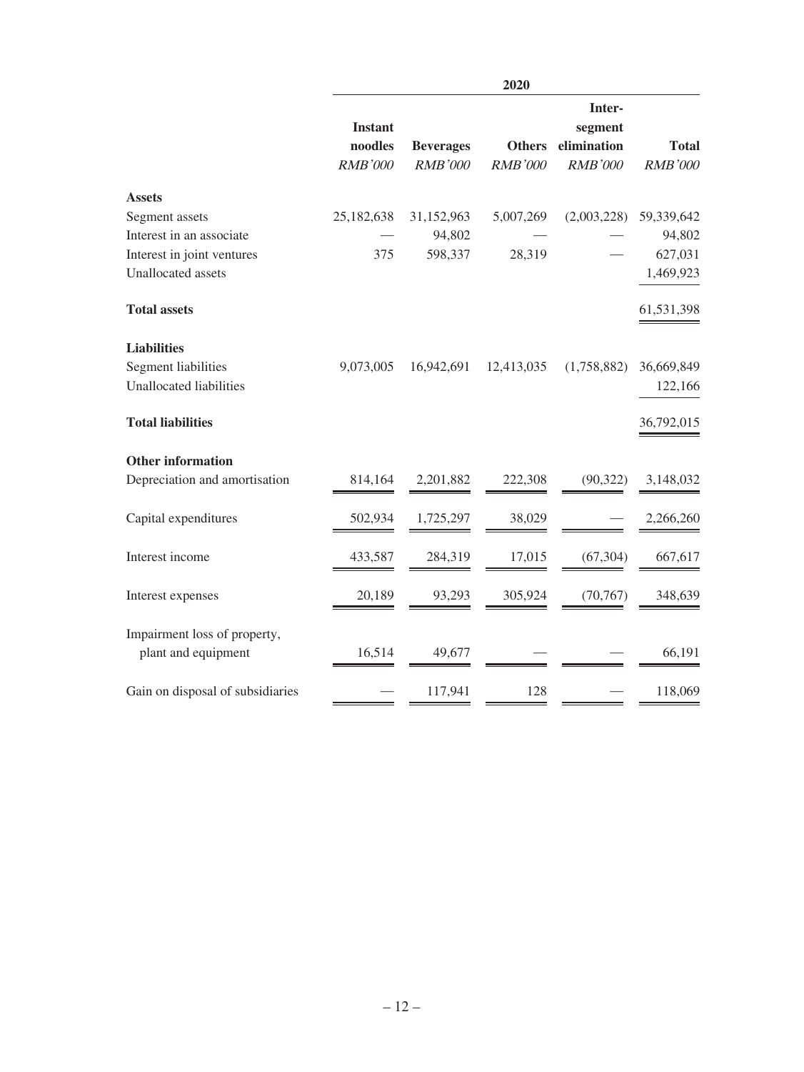| | 2020 | | | | |
|---|---|---|---|---|---|
| | **Instant noodles** | **Beverages** | **Others** | **Inter-segment elimination** | **Total** |
| | *RMB'000* | *RMB'000* | *RMB'000* | *RMB'000* | *RMB'000* |
| **Assets** | | | | | |
| Segment assets | 25,182,638 | 31,152,963 | 5,007,269 | (2,003,228) | 59,339,642 |
| Interest in an associate | — | 94,802 | — | — | 94,802 |
| Interest in joint ventures | 375 | 598,337 | 28,319 | — | 627,031 |
| Unallocated assets | | | | | 1,469,923 |
| **Total assets** | | | | | 61,531,398 |
| **Liabilities** | | | | | |
| Segment liabilities | 9,073,005 | 16,942,691 | 12,413,035 | (1,758,882) | 36,669,849 |
| Unallocated liabilities | | | | | 122,166 |
| **Total liabilities** | | | | | 36,792,015 |
| **Other information** | | | | | |
| Depreciation and amortisation | 814,164 | 2,201,882 | 222,308 | (90,322) | 3,148,032 |
| Capital expenditures | 502,934 | 1,725,297 | 38,029 | — | 2,266,260 |
| Interest income | 433,587 | 284,319 | 17,015 | (67,304) | 667,617 |
| Interest expenses | 20,189 | 93,293 | 305,924 | (70,767) | 348,639 |
| Impairment loss of property, plant and equipment | 16,514 | 49,677 | — | — | 66,191 |
| Gain on disposal of subsidiaries | — | 117,941 | 128 | — | 118,069 |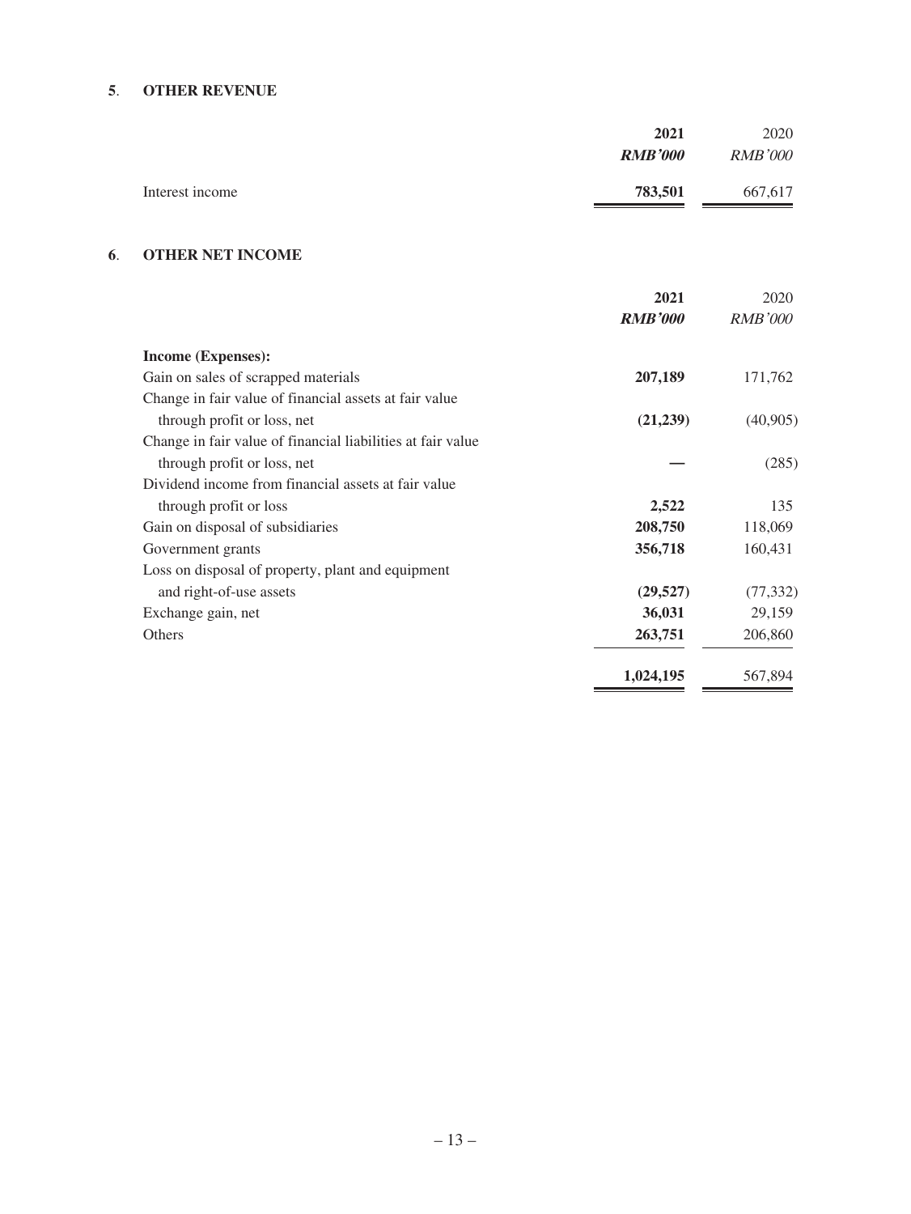## 5. OTHER REVENUE

| | 2021 | 2020 |
|---|---|---|
| | ***RMB'000*** | *RMB'000* |
| Interest income | **783,501** | 667,617 |

## 6. OTHER NET INCOME

| | 2021 | 2020 |
|---|---|---|
| | ***RMB'000*** | *RMB'000* |
| **Income (Expenses):** | | |
| Gain on sales of scrapped materials | **207,189** | 171,762 |
| Change in fair value of financial assets at fair value through profit or loss, net | **(21,239)** | (40,905) |
| Change in fair value of financial liabilities at fair value through profit or loss, net | **—** | (285) |
| Dividend income from financial assets at fair value through profit or loss | **2,522** | 135 |
| Gain on disposal of subsidiaries | **208,750** | 118,069 |
| Government grants | **356,718** | 160,431 |
| Loss on disposal of property, plant and equipment and right-of-use assets | **(29,527)** | (77,332) |
| Exchange gain, net | **36,031** | 29,159 |
| Others | **263,751** | 206,860 |
| | **1,024,195** | 567,894 |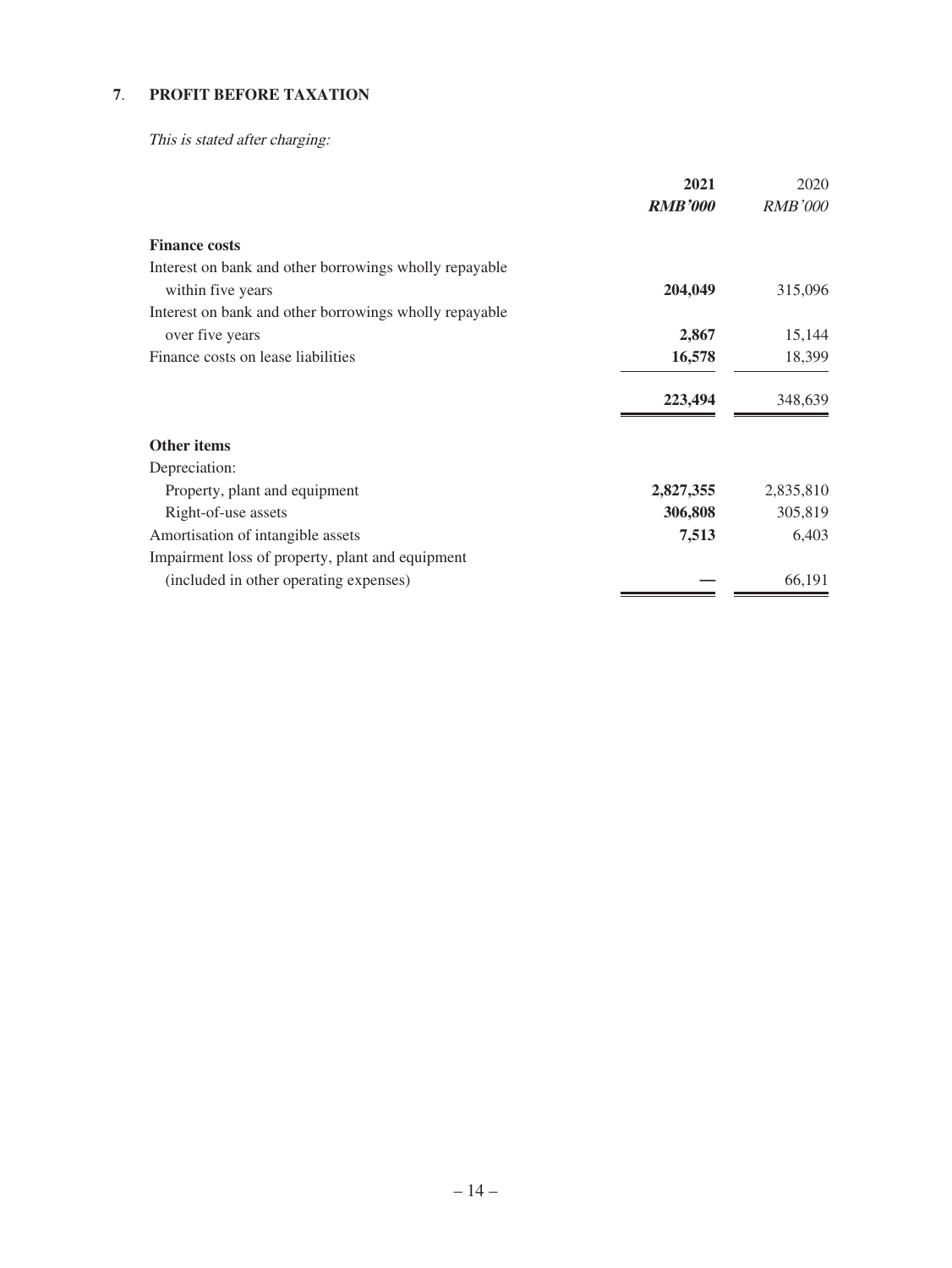## 7. PROFIT BEFORE TAXATION

*This is stated after charging:*

| | 2021 | 2020 |
|---|---|---|
| | ***RMB'000*** | *RMB'000* |
| **Finance costs** | | |
| Interest on bank and other borrowings wholly repayable within five years | **204,049** | 315,096 |
| Interest on bank and other borrowings wholly repayable over five years | **2,867** | 15,144 |
| Finance costs on lease liabilities | **16,578** | 18,399 |
| | **223,494** | 348,639 |
| **Other items** | | |
| Depreciation: | | |
| Property, plant and equipment | **2,827,355** | 2,835,810 |
| Right-of-use assets | **306,808** | 305,819 |
| Amortisation of intangible assets | **7,513** | 6,403 |
| Impairment loss of property, plant and equipment (included in other operating expenses) | **—** | 66,191 |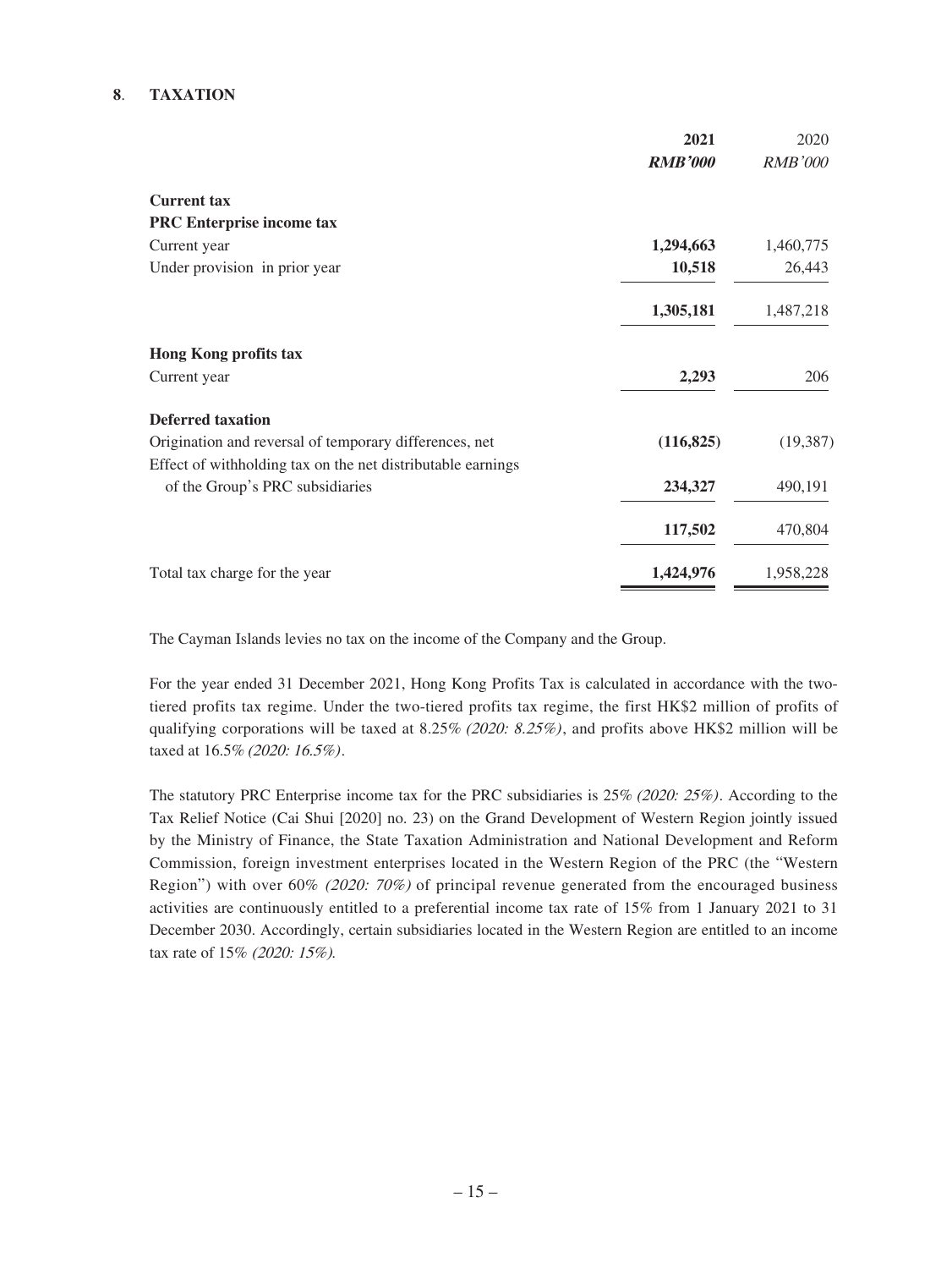## 8. TAXATION

| | 2021 | 2020 |
|---|---|---|
| | ***RMB'000*** | *RMB'000* |
| **Current tax** | | |
| **PRC Enterprise income tax** | | |
| Current year | **1,294,663** | 1,460,775 |
| Under provision in prior year | **10,518** | 26,443 |
| | **1,305,181** | 1,487,218 |
| **Hong Kong profits tax** | | |
| Current year | **2,293** | 206 |
| **Deferred taxation** | | |
| Origination and reversal of temporary differences, net | **(116,825)** | (19,387) |
| Effect of withholding tax on the net distributable earnings of the Group's PRC subsidiaries | **234,327** | 490,191 |
| | **117,502** | 470,804 |
| Total tax charge for the year | **1,424,976** | 1,958,228 |

The Cayman Islands levies no tax on the income of the Company and the Group.

For the year ended 31 December 2021, Hong Kong Profits Tax is calculated in accordance with the two-tiered profits tax regime. Under the two-tiered profits tax regime, the first HK$2 million of profits of qualifying corporations will be taxed at 8.25% *(2020: 8.25%)*, and profits above HK$2 million will be taxed at 16.5% *(2020: 16.5%)*.

The statutory PRC Enterprise income tax for the PRC subsidiaries is 25% *(2020: 25%)*. According to the Tax Relief Notice (Cai Shui [2020] no. 23) on the Grand Development of Western Region jointly issued by the Ministry of Finance, the State Taxation Administration and National Development and Reform Commission, foreign investment enterprises located in the Western Region of the PRC (the "Western Region") with over 60% *(2020: 70%)* of principal revenue generated from the encouraged business activities are continuously entitled to a preferential income tax rate of 15% from 1 January 2021 to 31 December 2030. Accordingly, certain subsidiaries located in the Western Region are entitled to an income tax rate of 15% *(2020: 15%)*.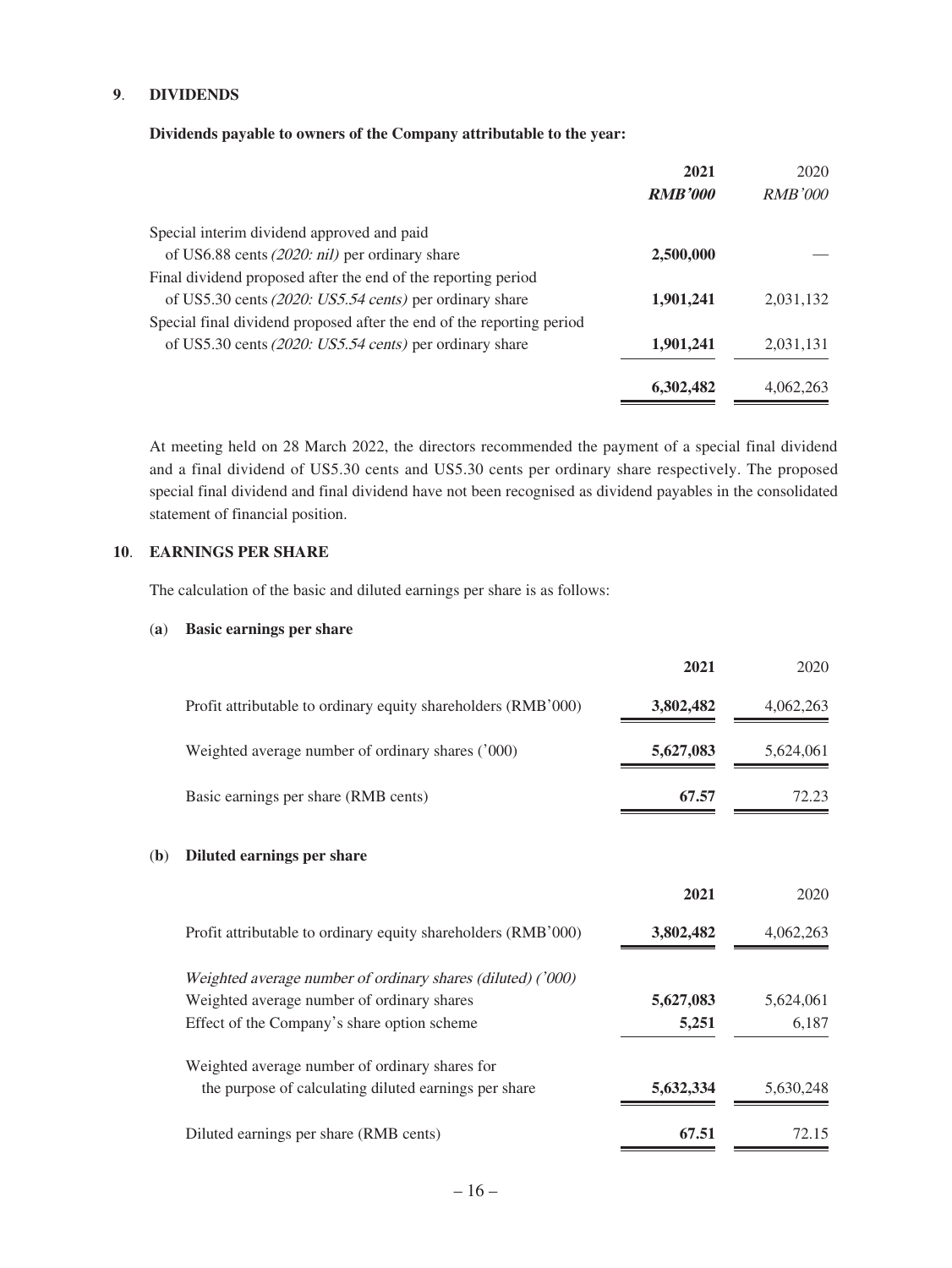## 9. DIVIDENDS

**Dividends payable to owners of the Company attributable to the year:**

| | 2021 | 2020 |
|---|---|---|
| | *RMB'000* | *RMB'000* |
| Special interim dividend approved and paid of US6.88 cents *(2020: nil)* per ordinary share | **2,500,000** | — |
| Final dividend proposed after the end of the reporting period of US5.30 cents *(2020: US5.54 cents)* per ordinary share | **1,901,241** | 2,031,132 |
| Special final dividend proposed after the end of the reporting period of US5.30 cents *(2020: US5.54 cents)* per ordinary share | **1,901,241** | 2,031,131 |
| | **6,302,482** | 4,062,263 |

At meeting held on 28 March 2022, the directors recommended the payment of a special final dividend and a final dividend of US5.30 cents and US5.30 cents per ordinary share respectively. The proposed special final dividend and final dividend have not been recognised as dividend payables in the consolidated statement of financial position.

## 10. EARNINGS PER SHARE

The calculation of the basic and diluted earnings per share is as follows:

### (a) Basic earnings per share

| | 2021 | 2020 |
|---|---|---|
| Profit attributable to ordinary equity shareholders (RMB'000) | **3,802,482** | 4,062,263 |
| Weighted average number of ordinary shares ('000) | **5,627,083** | 5,624,061 |
| Basic earnings per share (RMB cents) | **67.57** | 72.23 |

### (b) Diluted earnings per share

| | 2021 | 2020 |
|---|---|---|
| Profit attributable to ordinary equity shareholders (RMB'000) | **3,802,482** | 4,062,263 |
| *Weighted average number of ordinary shares (diluted) ('000)* | | |
| Weighted average number of ordinary shares | **5,627,083** | 5,624,061 |
| Effect of the Company's share option scheme | **5,251** | 6,187 |
| Weighted average number of ordinary shares for the purpose of calculating diluted earnings per share | **5,632,334** | 5,630,248 |
| Diluted earnings per share (RMB cents) | **67.51** | 72.15 |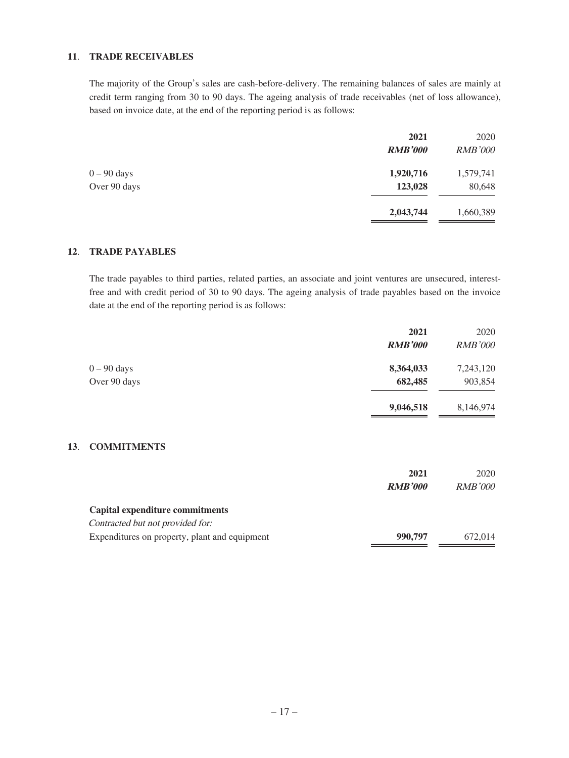## 11. TRADE RECEIVABLES

The majority of the Group's sales are cash-before-delivery. The remaining balances of sales are mainly at credit term ranging from 30 to 90 days. The ageing analysis of trade receivables (net of loss allowance), based on invoice date, at the end of the reporting period is as follows:

| | **2021** | 2020 |
|---|---|---|
| | ***RMB'000*** | *RMB'000* |
| 0 – 90 days | **1,920,716** | 1,579,741 |
| Over 90 days | **123,028** | 80,648 |
| | **2,043,744** | 1,660,389 |

## 12. TRADE PAYABLES

The trade payables to third parties, related parties, an associate and joint ventures are unsecured, interest-free and with credit period of 30 to 90 days. The ageing analysis of trade payables based on the invoice date at the end of the reporting period is as follows:

| | **2021** | 2020 |
|---|---|---|
| | ***RMB'000*** | *RMB'000* |
| 0 – 90 days | **8,364,033** | 7,243,120 |
| Over 90 days | **682,485** | 903,854 |
| | **9,046,518** | 8,146,974 |

## 13. COMMITMENTS

| | **2021** | 2020 |
|---|---|---|
| | ***RMB'000*** | *RMB'000* |
| **Capital expenditure commitments** | | |
| *Contracted but not provided for:* | | |
| Expenditures on property, plant and equipment | **990,797** | 672,014 |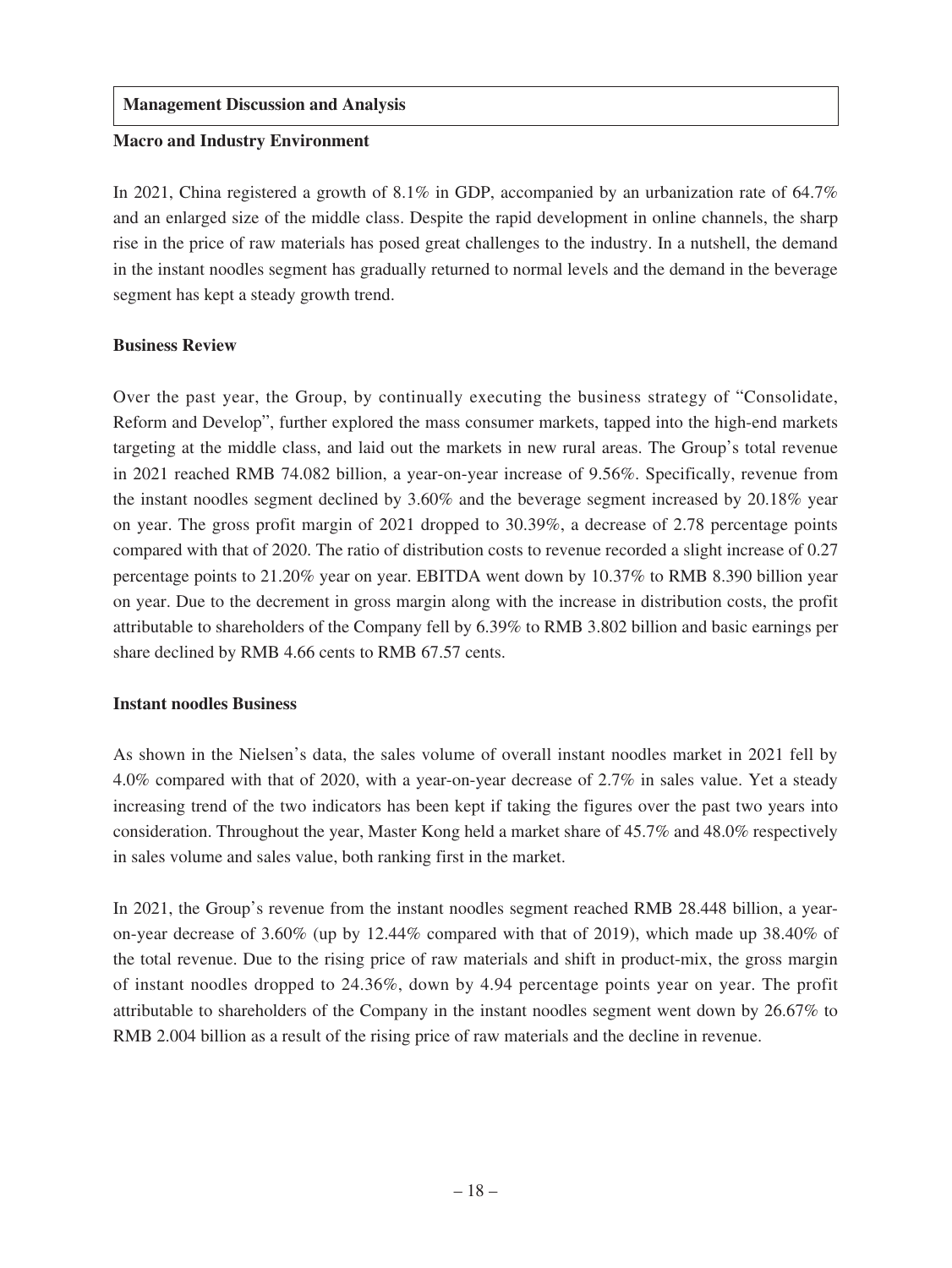## Management Discussion and Analysis

### Macro and Industry Environment

In 2021, China registered a growth of 8.1% in GDP, accompanied by an urbanization rate of 64.7% and an enlarged size of the middle class. Despite the rapid development in online channels, the sharp rise in the price of raw materials has posed great challenges to the industry. In a nutshell, the demand in the instant noodles segment has gradually returned to normal levels and the demand in the beverage segment has kept a steady growth trend.

### Business Review

Over the past year, the Group, by continually executing the business strategy of "Consolidate, Reform and Develop", further explored the mass consumer markets, tapped into the high-end markets targeting at the middle class, and laid out the markets in new rural areas. The Group's total revenue in 2021 reached RMB 74.082 billion, a year-on-year increase of 9.56%. Specifically, revenue from the instant noodles segment declined by 3.60% and the beverage segment increased by 20.18% year on year. The gross profit margin of 2021 dropped to 30.39%, a decrease of 2.78 percentage points compared with that of 2020. The ratio of distribution costs to revenue recorded a slight increase of 0.27 percentage points to 21.20% year on year. EBITDA went down by 10.37% to RMB 8.390 billion year on year. Due to the decrement in gross margin along with the increase in distribution costs, the profit attributable to shareholders of the Company fell by 6.39% to RMB 3.802 billion and basic earnings per share declined by RMB 4.66 cents to RMB 67.57 cents.

### Instant noodles Business

As shown in the Nielsen's data, the sales volume of overall instant noodles market in 2021 fell by 4.0% compared with that of 2020, with a year-on-year decrease of 2.7% in sales value. Yet a steady increasing trend of the two indicators has been kept if taking the figures over the past two years into consideration. Throughout the year, Master Kong held a market share of 45.7% and 48.0% respectively in sales volume and sales value, both ranking first in the market.

In 2021, the Group's revenue from the instant noodles segment reached RMB 28.448 billion, a year-on-year decrease of 3.60% (up by 12.44% compared with that of 2019), which made up 38.40% of the total revenue. Due to the rising price of raw materials and shift in product-mix, the gross margin of instant noodles dropped to 24.36%, down by 4.94 percentage points year on year. The profit attributable to shareholders of the Company in the instant noodles segment went down by 26.67% to RMB 2.004 billion as a result of the rising price of raw materials and the decline in revenue.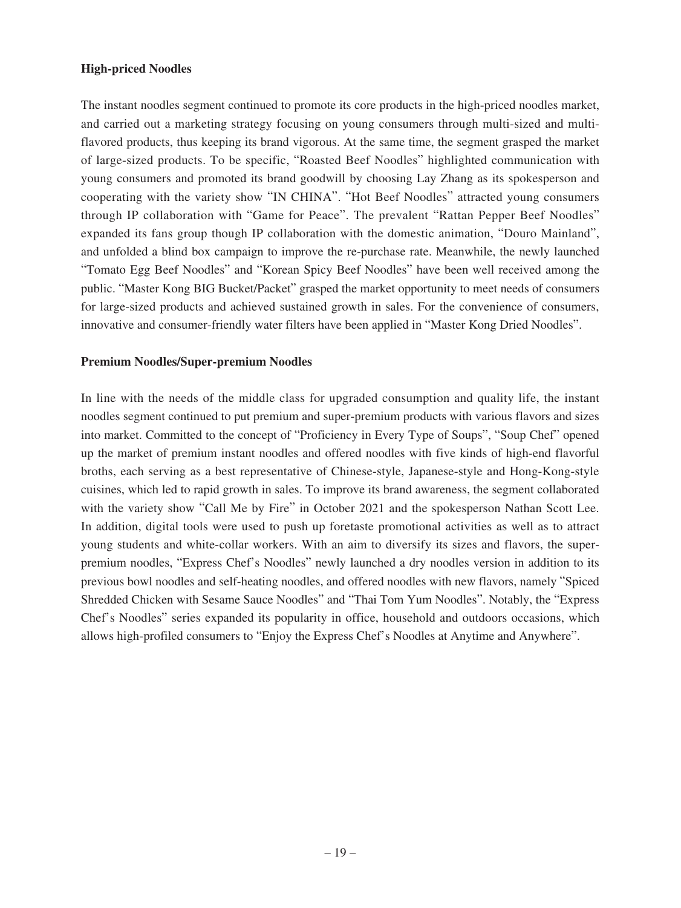**High-priced Noodles**

The instant noodles segment continued to promote its core products in the high-priced noodles market, and carried out a marketing strategy focusing on young consumers through multi-sized and multi-flavored products, thus keeping its brand vigorous. At the same time, the segment grasped the market of large-sized products. To be specific, "Roasted Beef Noodles" highlighted communication with young consumers and promoted its brand goodwill by choosing Lay Zhang as its spokesperson and cooperating with the variety show "IN CHINA". "Hot Beef Noodles" attracted young consumers through IP collaboration with "Game for Peace". The prevalent "Rattan Pepper Beef Noodles" expanded its fans group though IP collaboration with the domestic animation, "Douro Mainland", and unfolded a blind box campaign to improve the re-purchase rate. Meanwhile, the newly launched "Tomato Egg Beef Noodles" and "Korean Spicy Beef Noodles" have been well received among the public. "Master Kong BIG Bucket/Packet" grasped the market opportunity to meet needs of consumers for large-sized products and achieved sustained growth in sales. For the convenience of consumers, innovative and consumer-friendly water filters have been applied in "Master Kong Dried Noodles".

**Premium Noodles/Super-premium Noodles**

In line with the needs of the middle class for upgraded consumption and quality life, the instant noodles segment continued to put premium and super-premium products with various flavors and sizes into market. Committed to the concept of "Proficiency in Every Type of Soups", "Soup Chef" opened up the market of premium instant noodles and offered noodles with five kinds of high-end flavorful broths, each serving as a best representative of Chinese-style, Japanese-style and Hong-Kong-style cuisines, which led to rapid growth in sales. To improve its brand awareness, the segment collaborated with the variety show "Call Me by Fire" in October 2021 and the spokesperson Nathan Scott Lee. In addition, digital tools were used to push up foretaste promotional activities as well as to attract young students and white-collar workers. With an aim to diversify its sizes and flavors, the super-premium noodles, "Express Chef's Noodles" newly launched a dry noodles version in addition to its previous bowl noodles and self-heating noodles, and offered noodles with new flavors, namely "Spiced Shredded Chicken with Sesame Sauce Noodles" and "Thai Tom Yum Noodles". Notably, the "Express Chef's Noodles" series expanded its popularity in office, household and outdoors occasions, which allows high-profiled consumers to "Enjoy the Express Chef's Noodles at Anytime and Anywhere".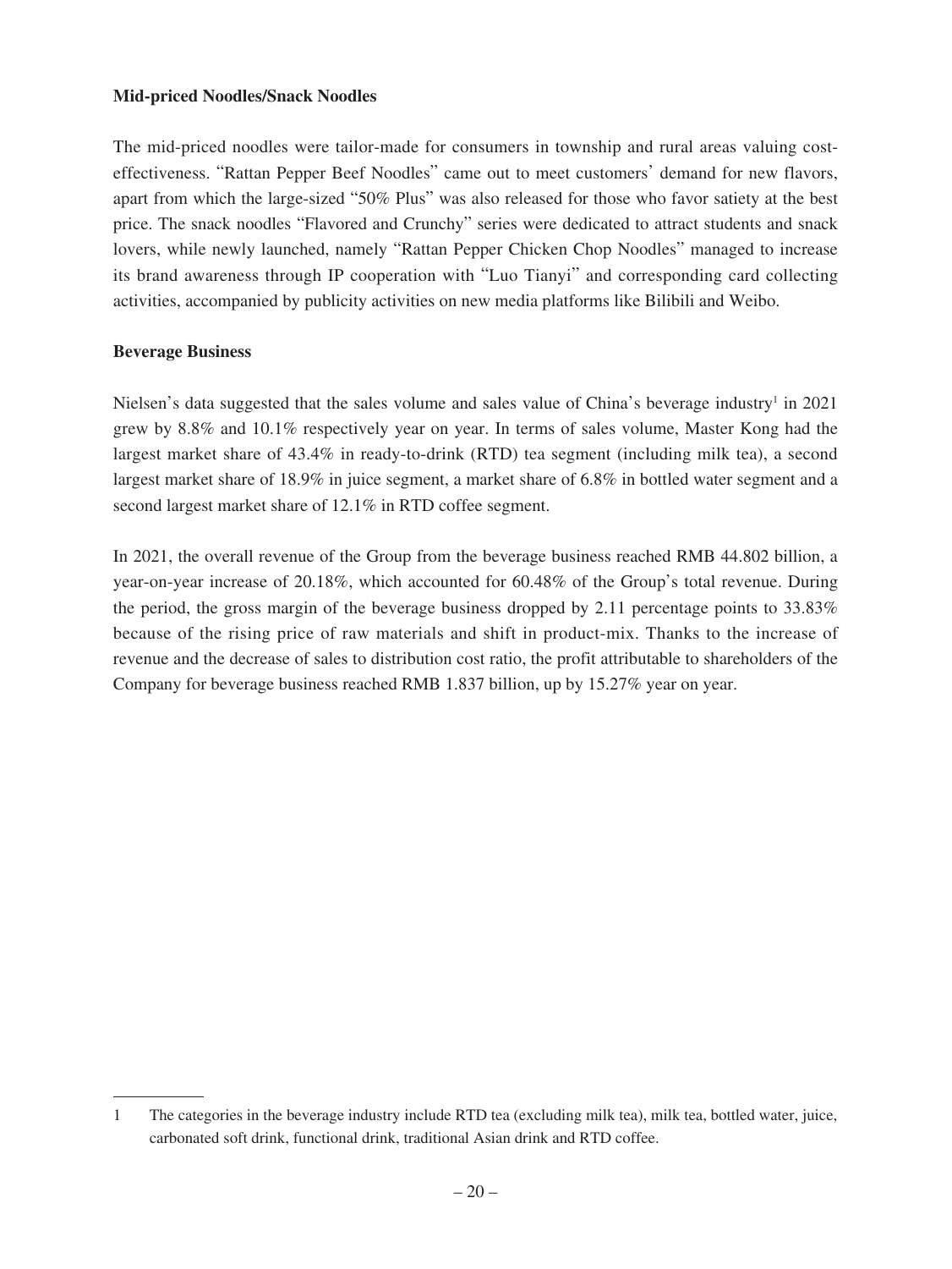**Mid-priced Noodles/Snack Noodles**

The mid-priced noodles were tailor-made for consumers in township and rural areas valuing cost-effectiveness. "Rattan Pepper Beef Noodles" came out to meet customers' demand for new flavors, apart from which the large-sized "50% Plus" was also released for those who favor satiety at the best price. The snack noodles "Flavored and Crunchy" series were dedicated to attract students and snack lovers, while newly launched, namely "Rattan Pepper Chicken Chop Noodles" managed to increase its brand awareness through IP cooperation with "Luo Tianyi" and corresponding card collecting activities, accompanied by publicity activities on new media platforms like Bilibili and Weibo.

**Beverage Business**

Nielsen's data suggested that the sales volume and sales value of China's beverage industry[1] in 2021 grew by 8.8% and 10.1% respectively year on year. In terms of sales volume, Master Kong had the largest market share of 43.4% in ready-to-drink (RTD) tea segment (including milk tea), a second largest market share of 18.9% in juice segment, a market share of 6.8% in bottled water segment and a second largest market share of 12.1% in RTD coffee segment.

In 2021, the overall revenue of the Group from the beverage business reached RMB 44.802 billion, a year-on-year increase of 20.18%, which accounted for 60.48% of the Group's total revenue. During the period, the gross margin of the beverage business dropped by 2.11 percentage points to 33.83% because of the rising price of raw materials and shift in product-mix. Thanks to the increase of revenue and the decrease of sales to distribution cost ratio, the profit attributable to shareholders of the Company for beverage business reached RMB 1.837 billion, up by 15.27% year on year.

---

1 The categories in the beverage industry include RTD tea (excluding milk tea), milk tea, bottled water, juice, carbonated soft drink, functional drink, traditional Asian drink and RTD coffee.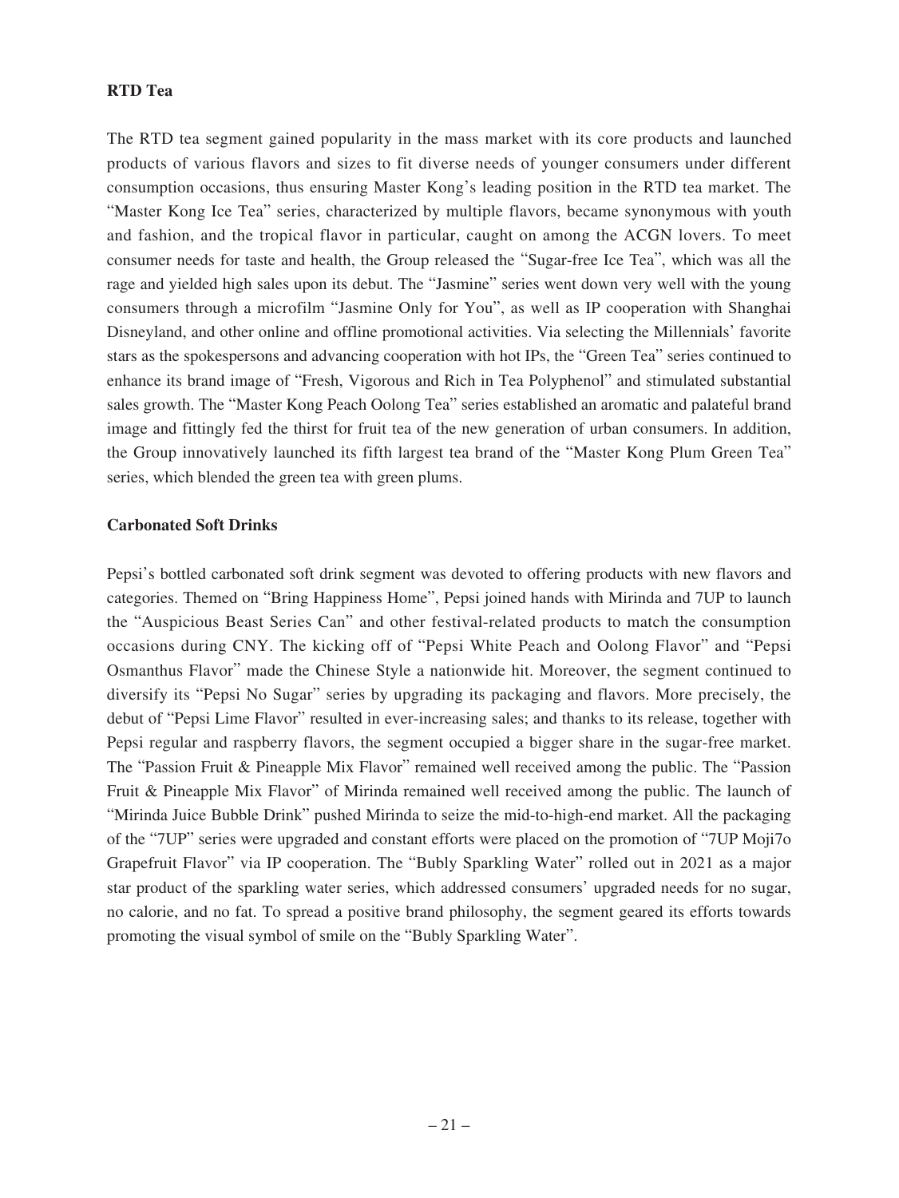**RTD Tea**

The RTD tea segment gained popularity in the mass market with its core products and launched products of various flavors and sizes to fit diverse needs of younger consumers under different consumption occasions, thus ensuring Master Kong's leading position in the RTD tea market. The "Master Kong Ice Tea" series, characterized by multiple flavors, became synonymous with youth and fashion, and the tropical flavor in particular, caught on among the ACGN lovers. To meet consumer needs for taste and health, the Group released the "Sugar-free Ice Tea", which was all the rage and yielded high sales upon its debut. The "Jasmine" series went down very well with the young consumers through a microfilm "Jasmine Only for You", as well as IP cooperation with Shanghai Disneyland, and other online and offline promotional activities. Via selecting the Millennials' favorite stars as the spokespersons and advancing cooperation with hot IPs, the "Green Tea" series continued to enhance its brand image of "Fresh, Vigorous and Rich in Tea Polyphenol" and stimulated substantial sales growth. The "Master Kong Peach Oolong Tea" series established an aromatic and palateful brand image and fittingly fed the thirst for fruit tea of the new generation of urban consumers. In addition, the Group innovatively launched its fifth largest tea brand of the "Master Kong Plum Green Tea" series, which blended the green tea with green plums.

**Carbonated Soft Drinks**

Pepsi's bottled carbonated soft drink segment was devoted to offering products with new flavors and categories. Themed on "Bring Happiness Home", Pepsi joined hands with Mirinda and 7UP to launch the "Auspicious Beast Series Can" and other festival-related products to match the consumption occasions during CNY. The kicking off of "Pepsi White Peach and Oolong Flavor" and "Pepsi Osmanthus Flavor" made the Chinese Style a nationwide hit. Moreover, the segment continued to diversify its "Pepsi No Sugar" series by upgrading its packaging and flavors. More precisely, the debut of "Pepsi Lime Flavor" resulted in ever-increasing sales; and thanks to its release, together with Pepsi regular and raspberry flavors, the segment occupied a bigger share in the sugar-free market. The "Passion Fruit & Pineapple Mix Flavor" remained well received among the public. The "Passion Fruit & Pineapple Mix Flavor" of Mirinda remained well received among the public. The launch of "Mirinda Juice Bubble Drink" pushed Mirinda to seize the mid-to-high-end market. All the packaging of the "7UP" series were upgraded and constant efforts were placed on the promotion of "7UP Moji7o Grapefruit Flavor" via IP cooperation. The "Bubly Sparkling Water" rolled out in 2021 as a major star product of the sparkling water series, which addressed consumers' upgraded needs for no sugar, no calorie, and no fat. To spread a positive brand philosophy, the segment geared its efforts towards promoting the visual symbol of smile on the "Bubly Sparkling Water".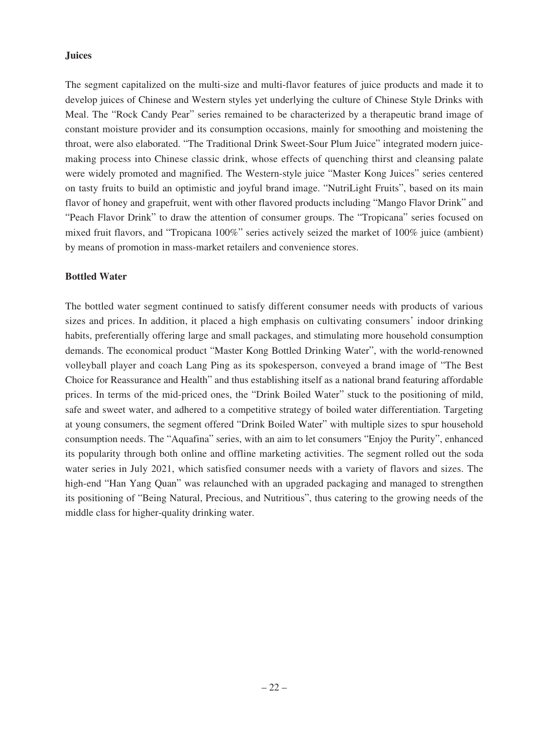**Juices**

The segment capitalized on the multi-size and multi-flavor features of juice products and made it to develop juices of Chinese and Western styles yet underlying the culture of Chinese Style Drinks with Meal. The "Rock Candy Pear" series remained to be characterized by a therapeutic brand image of constant moisture provider and its consumption occasions, mainly for smoothing and moistening the throat, were also elaborated. "The Traditional Drink Sweet-Sour Plum Juice" integrated modern juice-making process into Chinese classic drink, whose effects of quenching thirst and cleansing palate were widely promoted and magnified. The Western-style juice "Master Kong Juices" series centered on tasty fruits to build an optimistic and joyful brand image. "NutriLight Fruits", based on its main flavor of honey and grapefruit, went with other flavored products including "Mango Flavor Drink" and "Peach Flavor Drink" to draw the attention of consumer groups. The "Tropicana" series focused on mixed fruit flavors, and "Tropicana 100%" series actively seized the market of 100% juice (ambient) by means of promotion in mass-market retailers and convenience stores.

**Bottled Water**

The bottled water segment continued to satisfy different consumer needs with products of various sizes and prices. In addition, it placed a high emphasis on cultivating consumers' indoor drinking habits, preferentially offering large and small packages, and stimulating more household consumption demands. The economical product "Master Kong Bottled Drinking Water", with the world-renowned volleyball player and coach Lang Ping as its spokesperson, conveyed a brand image of "The Best Choice for Reassurance and Health" and thus establishing itself as a national brand featuring affordable prices. In terms of the mid-priced ones, the "Drink Boiled Water" stuck to the positioning of mild, safe and sweet water, and adhered to a competitive strategy of boiled water differentiation. Targeting at young consumers, the segment offered "Drink Boiled Water" with multiple sizes to spur household consumption needs. The "Aquafina" series, with an aim to let consumers "Enjoy the Purity", enhanced its popularity through both online and offline marketing activities. The segment rolled out the soda water series in July 2021, which satisfied consumer needs with a variety of flavors and sizes. The high-end "Han Yang Quan" was relaunched with an upgraded packaging and managed to strengthen its positioning of "Being Natural, Precious, and Nutritious", thus catering to the growing needs of the middle class for higher-quality drinking water.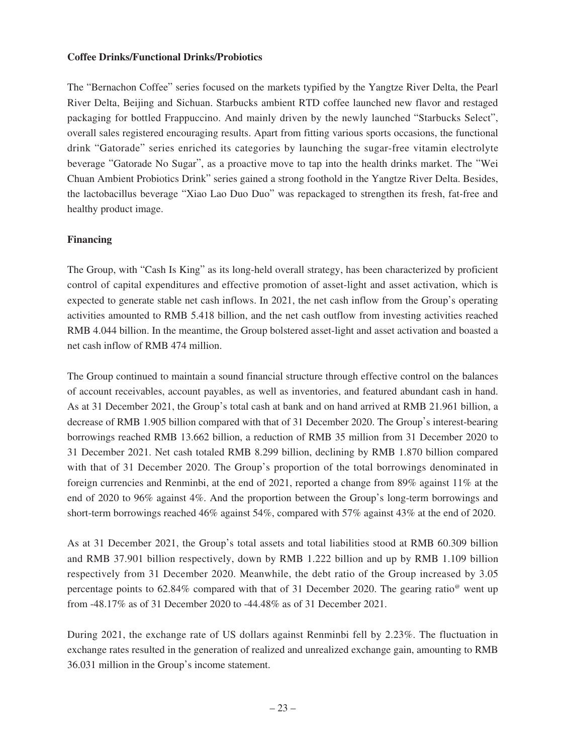**Coffee Drinks/Functional Drinks/Probiotics**

The "Bernachon Coffee" series focused on the markets typified by the Yangtze River Delta, the Pearl River Delta, Beijing and Sichuan. Starbucks ambient RTD coffee launched new flavor and restaged packaging for bottled Frappuccino. And mainly driven by the newly launched "Starbucks Select", overall sales registered encouraging results. Apart from fitting various sports occasions, the functional drink "Gatorade" series enriched its categories by launching the sugar-free vitamin electrolyte beverage "Gatorade No Sugar", as a proactive move to tap into the health drinks market. The "Wei Chuan Ambient Probiotics Drink" series gained a strong foothold in the Yangtze River Delta. Besides, the lactobacillus beverage "Xiao Lao Duo Duo" was repackaged to strengthen its fresh, fat-free and healthy product image.

**Financing**

The Group, with "Cash Is King" as its long-held overall strategy, has been characterized by proficient control of capital expenditures and effective promotion of asset-light and asset activation, which is expected to generate stable net cash inflows. In 2021, the net cash inflow from the Group's operating activities amounted to RMB 5.418 billion, and the net cash outflow from investing activities reached RMB 4.044 billion. In the meantime, the Group bolstered asset-light and asset activation and boasted a net cash inflow of RMB 474 million.

The Group continued to maintain a sound financial structure through effective control on the balances of account receivables, account payables, as well as inventories, and featured abundant cash in hand. As at 31 December 2021, the Group's total cash at bank and on hand arrived at RMB 21.961 billion, a decrease of RMB 1.905 billion compared with that of 31 December 2020. The Group's interest-bearing borrowings reached RMB 13.662 billion, a reduction of RMB 35 million from 31 December 2020 to 31 December 2021. Net cash totaled RMB 8.299 billion, declining by RMB 1.870 billion compared with that of 31 December 2020. The Group's proportion of the total borrowings denominated in foreign currencies and Renminbi, at the end of 2021, reported a change from 89% against 11% at the end of 2020 to 96% against 4%. And the proportion between the Group's long-term borrowings and short-term borrowings reached 46% against 54%, compared with 57% against 43% at the end of 2020.

As at 31 December 2021, the Group's total assets and total liabilities stood at RMB 60.309 billion and RMB 37.901 billion respectively, down by RMB 1.222 billion and up by RMB 1.109 billion respectively from 31 December 2020. Meanwhile, the debt ratio of the Group increased by 3.05 percentage points to 62.84% compared with that of 31 December 2020. The gearing ratio[@] went up from -48.17% as of 31 December 2020 to -44.48% as of 31 December 2021.

During 2021, the exchange rate of US dollars against Renminbi fell by 2.23%. The fluctuation in exchange rates resulted in the generation of realized and unrealized exchange gain, amounting to RMB 36.031 million in the Group's income statement.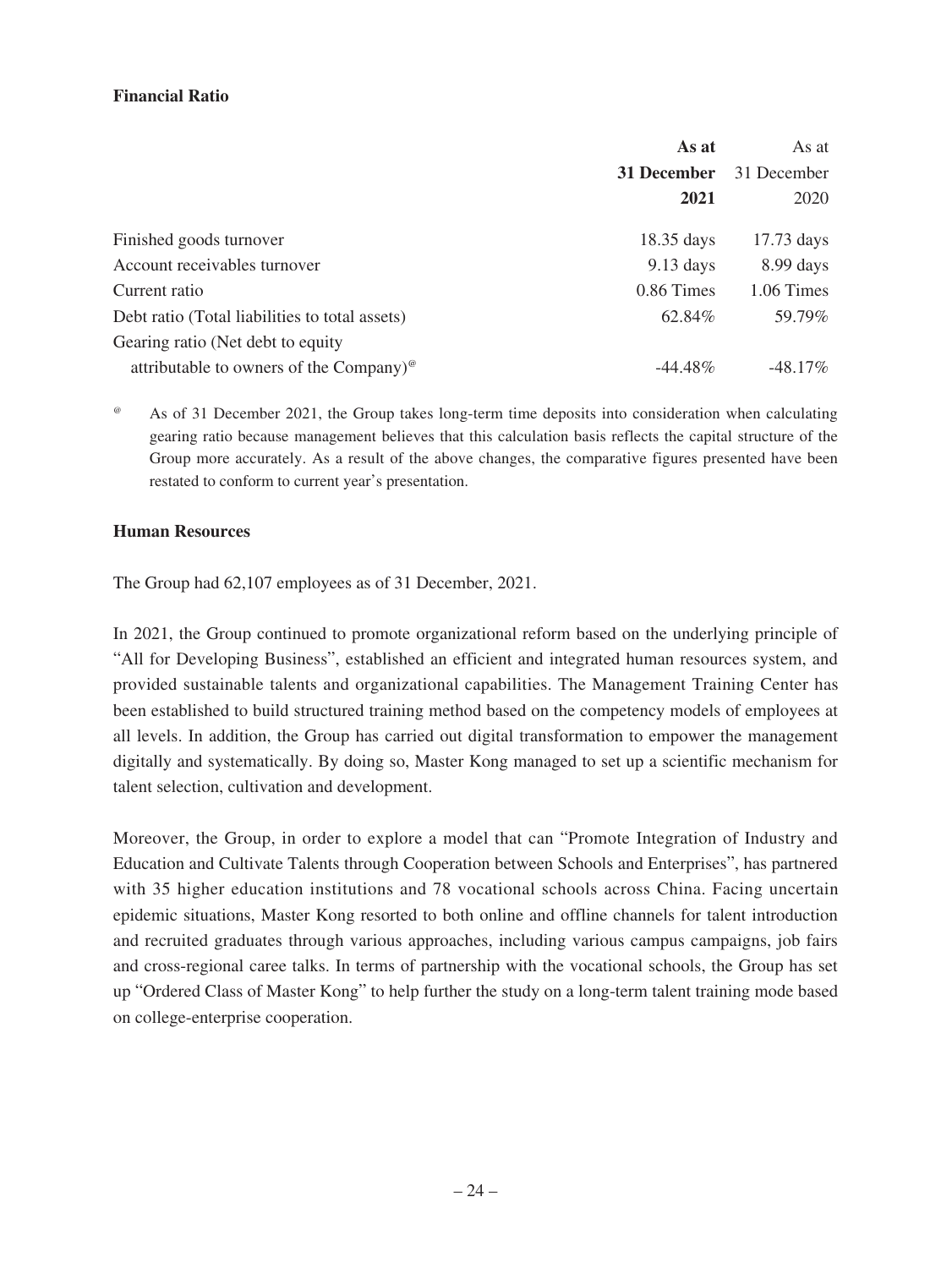**Financial Ratio**

| | **As at 31 December 2021** | As at 31 December 2020 |
|---|---|---|
| Finished goods turnover | 18.35 days | 17.73 days |
| Account receivables turnover | 9.13 days | 8.99 days |
| Current ratio | 0.86 Times | 1.06 Times |
| Debt ratio (Total liabilities to total assets) | 62.84% | 59.79% |
| Gearing ratio (Net debt to equity attributable to owners of the Company)[@] | -44.48% | -48.17% |

[@] As of 31 December 2021, the Group takes long-term time deposits into consideration when calculating gearing ratio because management believes that this calculation basis reflects the capital structure of the Group more accurately. As a result of the above changes, the comparative figures presented have been restated to conform to current year's presentation.

**Human Resources**

The Group had 62,107 employees as of 31 December, 2021.

In 2021, the Group continued to promote organizational reform based on the underlying principle of "All for Developing Business", established an efficient and integrated human resources system, and provided sustainable talents and organizational capabilities. The Management Training Center has been established to build structured training method based on the competency models of employees at all levels. In addition, the Group has carried out digital transformation to empower the management digitally and systematically. By doing so, Master Kong managed to set up a scientific mechanism for talent selection, cultivation and development.

Moreover, the Group, in order to explore a model that can "Promote Integration of Industry and Education and Cultivate Talents through Cooperation between Schools and Enterprises", has partnered with 35 higher education institutions and 78 vocational schools across China. Facing uncertain epidemic situations, Master Kong resorted to both online and offline channels for talent introduction and recruited graduates through various approaches, including various campus campaigns, job fairs and cross-regional caree talks. In terms of partnership with the vocational schools, the Group has set up "Ordered Class of Master Kong" to help further the study on a long-term talent training mode based on college-enterprise cooperation.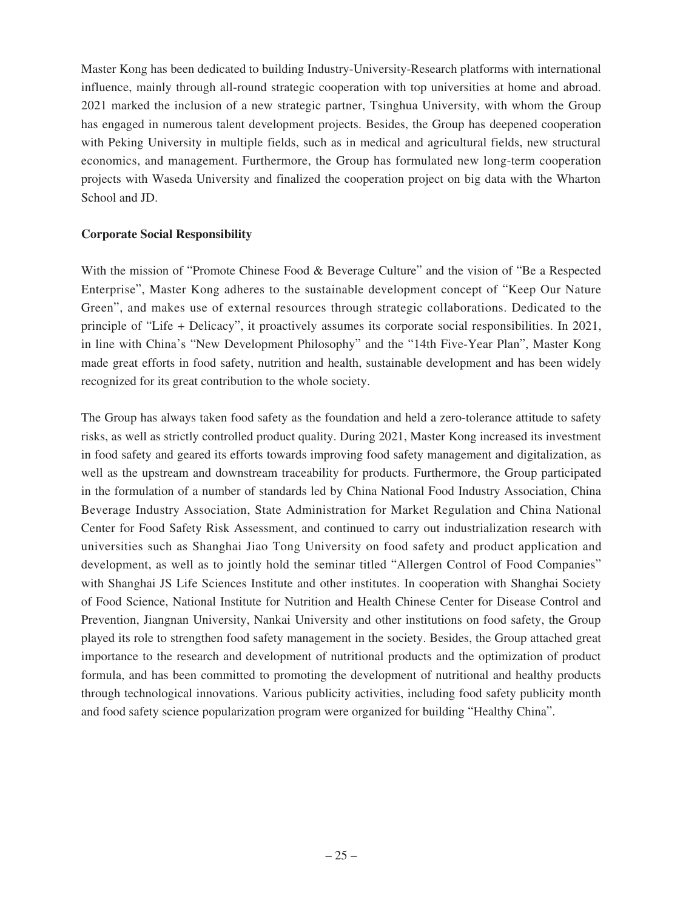Master Kong has been dedicated to building Industry-University-Research platforms with international influence, mainly through all-round strategic cooperation with top universities at home and abroad. 2021 marked the inclusion of a new strategic partner, Tsinghua University, with whom the Group has engaged in numerous talent development projects. Besides, the Group has deepened cooperation with Peking University in multiple fields, such as in medical and agricultural fields, new structural economics, and management. Furthermore, the Group has formulated new long-term cooperation projects with Waseda University and finalized the cooperation project on big data with the Wharton School and JD.

**Corporate Social Responsibility**

With the mission of "Promote Chinese Food & Beverage Culture" and the vision of "Be a Respected Enterprise", Master Kong adheres to the sustainable development concept of "Keep Our Nature Green", and makes use of external resources through strategic collaborations. Dedicated to the principle of "Life + Delicacy", it proactively assumes its corporate social responsibilities. In 2021, in line with China's "New Development Philosophy" and the "14th Five-Year Plan", Master Kong made great efforts in food safety, nutrition and health, sustainable development and has been widely recognized for its great contribution to the whole society.

The Group has always taken food safety as the foundation and held a zero-tolerance attitude to safety risks, as well as strictly controlled product quality. During 2021, Master Kong increased its investment in food safety and geared its efforts towards improving food safety management and digitalization, as well as the upstream and downstream traceability for products. Furthermore, the Group participated in the formulation of a number of standards led by China National Food Industry Association, China Beverage Industry Association, State Administration for Market Regulation and China National Center for Food Safety Risk Assessment, and continued to carry out industrialization research with universities such as Shanghai Jiao Tong University on food safety and product application and development, as well as to jointly hold the seminar titled "Allergen Control of Food Companies" with Shanghai JS Life Sciences Institute and other institutes. In cooperation with Shanghai Society of Food Science, National Institute for Nutrition and Health Chinese Center for Disease Control and Prevention, Jiangnan University, Nankai University and other institutions on food safety, the Group played its role to strengthen food safety management in the society. Besides, the Group attached great importance to the research and development of nutritional products and the optimization of product formula, and has been committed to promoting the development of nutritional and healthy products through technological innovations. Various publicity activities, including food safety publicity month and food safety science popularization program were organized for building "Healthy China".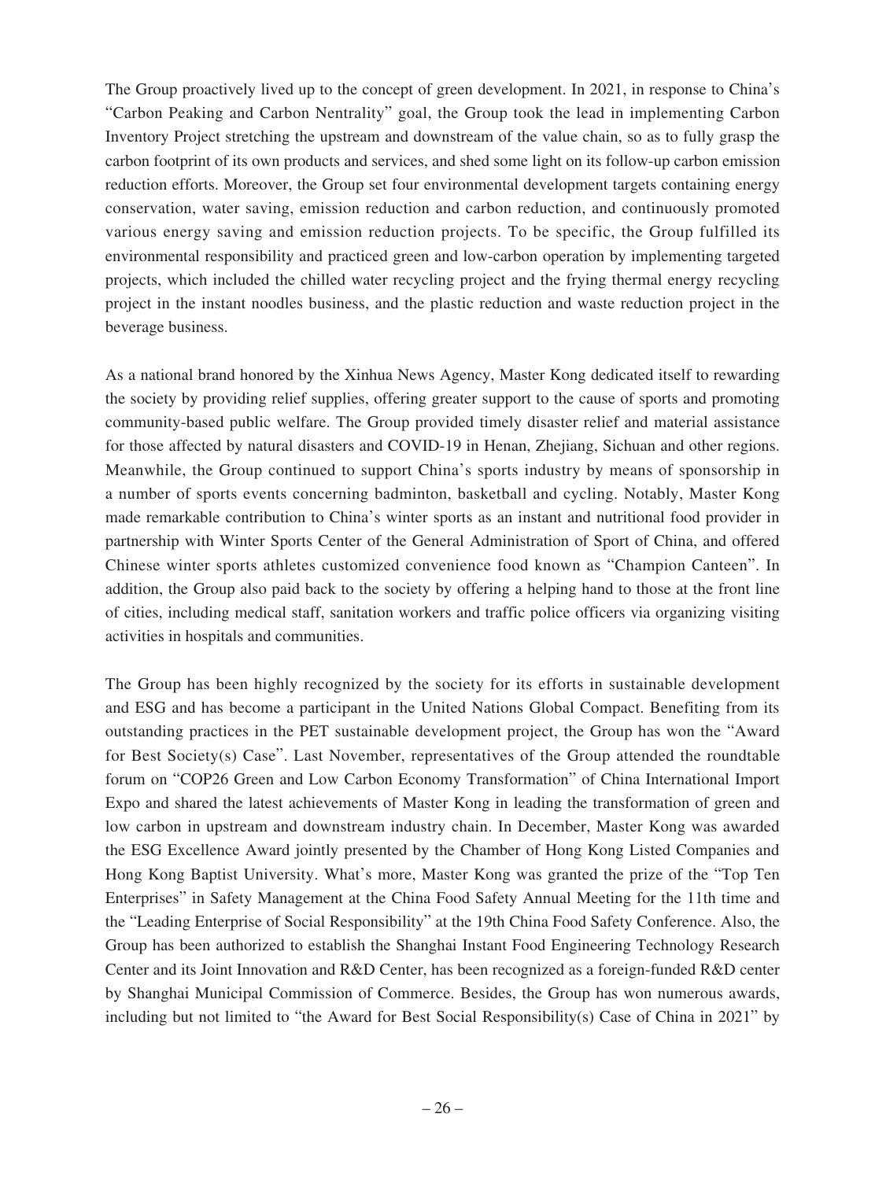The Group proactively lived up to the concept of green development. In 2021, in response to China's "Carbon Peaking and Carbon Nentrality" goal, the Group took the lead in implementing Carbon Inventory Project stretching the upstream and downstream of the value chain, so as to fully grasp the carbon footprint of its own products and services, and shed some light on its follow-up carbon emission reduction efforts. Moreover, the Group set four environmental development targets containing energy conservation, water saving, emission reduction and carbon reduction, and continuously promoted various energy saving and emission reduction projects. To be specific, the Group fulfilled its environmental responsibility and practiced green and low-carbon operation by implementing targeted projects, which included the chilled water recycling project and the frying thermal energy recycling project in the instant noodles business, and the plastic reduction and waste reduction project in the beverage business.

As a national brand honored by the Xinhua News Agency, Master Kong dedicated itself to rewarding the society by providing relief supplies, offering greater support to the cause of sports and promoting community-based public welfare. The Group provided timely disaster relief and material assistance for those affected by natural disasters and COVID-19 in Henan, Zhejiang, Sichuan and other regions. Meanwhile, the Group continued to support China's sports industry by means of sponsorship in a number of sports events concerning badminton, basketball and cycling. Notably, Master Kong made remarkable contribution to China's winter sports as an instant and nutritional food provider in partnership with Winter Sports Center of the General Administration of Sport of China, and offered Chinese winter sports athletes customized convenience food known as "Champion Canteen". In addition, the Group also paid back to the society by offering a helping hand to those at the front line of cities, including medical staff, sanitation workers and traffic police officers via organizing visiting activities in hospitals and communities.

The Group has been highly recognized by the society for its efforts in sustainable development and ESG and has become a participant in the United Nations Global Compact. Benefiting from its outstanding practices in the PET sustainable development project, the Group has won the "Award for Best Society(s) Case". Last November, representatives of the Group attended the roundtable forum on "COP26 Green and Low Carbon Economy Transformation" of China International Import Expo and shared the latest achievements of Master Kong in leading the transformation of green and low carbon in upstream and downstream industry chain. In December, Master Kong was awarded the ESG Excellence Award jointly presented by the Chamber of Hong Kong Listed Companies and Hong Kong Baptist University. What's more, Master Kong was granted the prize of the "Top Ten Enterprises" in Safety Management at the China Food Safety Annual Meeting for the 11th time and the "Leading Enterprise of Social Responsibility" at the 19th China Food Safety Conference. Also, the Group has been authorized to establish the Shanghai Instant Food Engineering Technology Research Center and its Joint Innovation and R&D Center, has been recognized as a foreign-funded R&D center by Shanghai Municipal Commission of Commerce. Besides, the Group has won numerous awards, including but not limited to "the Award for Best Social Responsibility(s) Case of China in 2021" by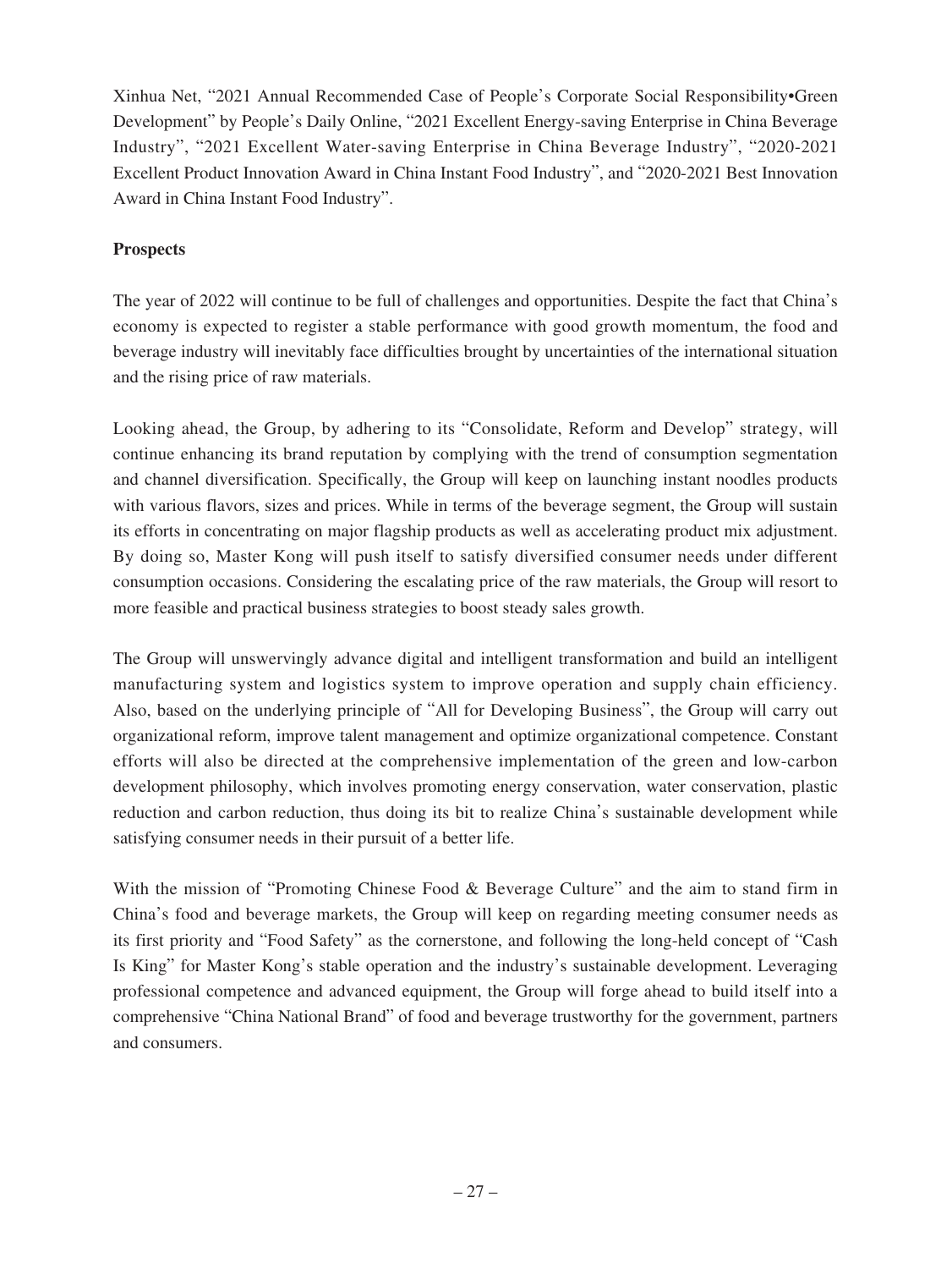Xinhua Net, "2021 Annual Recommended Case of People's Corporate Social Responsibility•Green Development" by People's Daily Online, "2021 Excellent Energy-saving Enterprise in China Beverage Industry", "2021 Excellent Water-saving Enterprise in China Beverage Industry", "2020-2021 Excellent Product Innovation Award in China Instant Food Industry", and "2020-2021 Best Innovation Award in China Instant Food Industry".

**Prospects**

The year of 2022 will continue to be full of challenges and opportunities. Despite the fact that China's economy is expected to register a stable performance with good growth momentum, the food and beverage industry will inevitably face difficulties brought by uncertainties of the international situation and the rising price of raw materials.

Looking ahead, the Group, by adhering to its "Consolidate, Reform and Develop" strategy, will continue enhancing its brand reputation by complying with the trend of consumption segmentation and channel diversification. Specifically, the Group will keep on launching instant noodles products with various flavors, sizes and prices. While in terms of the beverage segment, the Group will sustain its efforts in concentrating on major flagship products as well as accelerating product mix adjustment. By doing so, Master Kong will push itself to satisfy diversified consumer needs under different consumption occasions. Considering the escalating price of the raw materials, the Group will resort to more feasible and practical business strategies to boost steady sales growth.

The Group will unswervingly advance digital and intelligent transformation and build an intelligent manufacturing system and logistics system to improve operation and supply chain efficiency. Also, based on the underlying principle of "All for Developing Business", the Group will carry out organizational reform, improve talent management and optimize organizational competence. Constant efforts will also be directed at the comprehensive implementation of the green and low-carbon development philosophy, which involves promoting energy conservation, water conservation, plastic reduction and carbon reduction, thus doing its bit to realize China's sustainable development while satisfying consumer needs in their pursuit of a better life.

With the mission of "Promoting Chinese Food & Beverage Culture" and the aim to stand firm in China's food and beverage markets, the Group will keep on regarding meeting consumer needs as its first priority and "Food Safety" as the cornerstone, and following the long-held concept of "Cash Is King" for Master Kong's stable operation and the industry's sustainable development. Leveraging professional competence and advanced equipment, the Group will forge ahead to build itself into a comprehensive "China National Brand" of food and beverage trustworthy for the government, partners and consumers.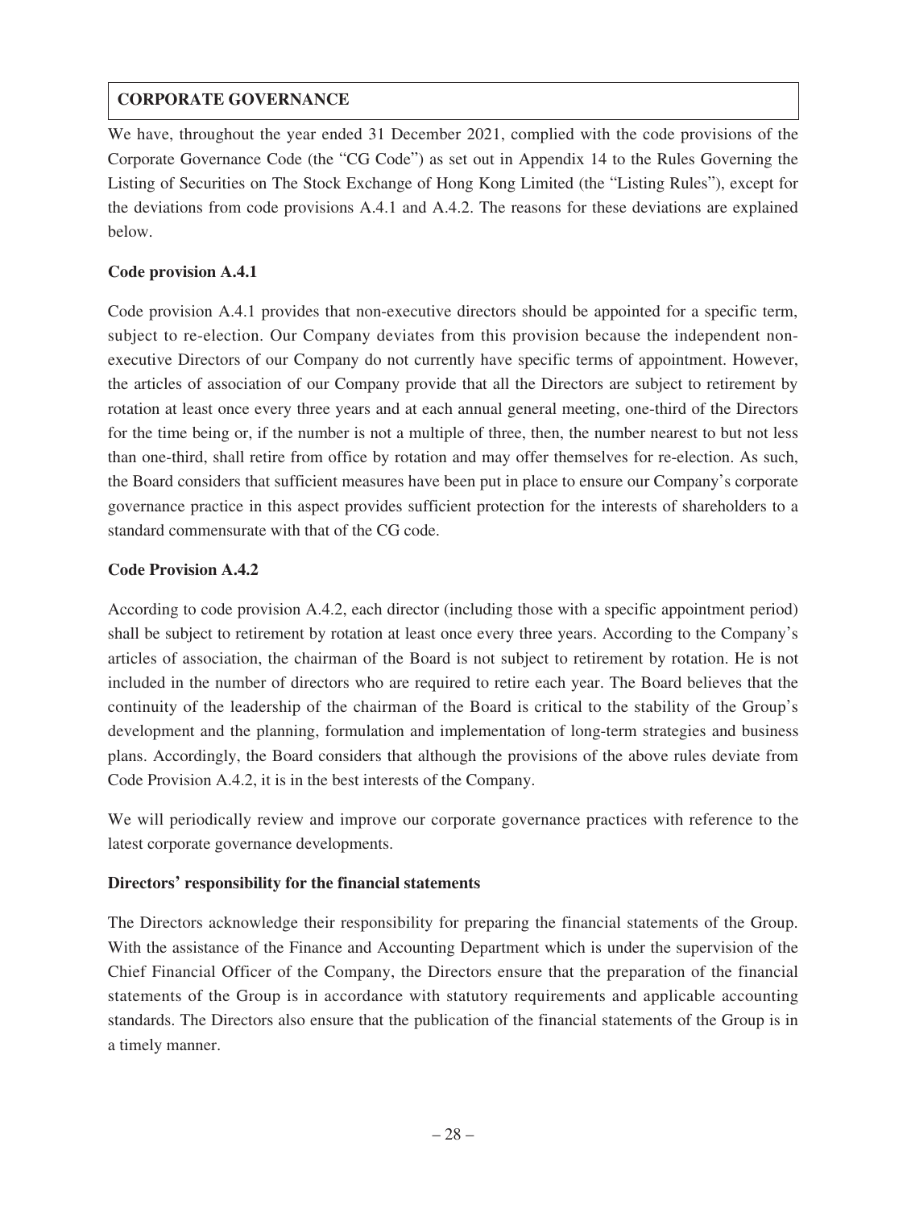## CORPORATE GOVERNANCE

We have, throughout the year ended 31 December 2021, complied with the code provisions of the Corporate Governance Code (the "CG Code") as set out in Appendix 14 to the Rules Governing the Listing of Securities on The Stock Exchange of Hong Kong Limited (the "Listing Rules"), except for the deviations from code provisions A.4.1 and A.4.2. The reasons for these deviations are explained below.

### Code provision A.4.1

Code provision A.4.1 provides that non-executive directors should be appointed for a specific term, subject to re-election. Our Company deviates from this provision because the independent non-executive Directors of our Company do not currently have specific terms of appointment. However, the articles of association of our Company provide that all the Directors are subject to retirement by rotation at least once every three years and at each annual general meeting, one-third of the Directors for the time being or, if the number is not a multiple of three, then, the number nearest to but not less than one-third, shall retire from office by rotation and may offer themselves for re-election. As such, the Board considers that sufficient measures have been put in place to ensure our Company's corporate governance practice in this aspect provides sufficient protection for the interests of shareholders to a standard commensurate with that of the CG code.

### Code Provision A.4.2

According to code provision A.4.2, each director (including those with a specific appointment period) shall be subject to retirement by rotation at least once every three years. According to the Company's articles of association, the chairman of the Board is not subject to retirement by rotation. He is not included in the number of directors who are required to retire each year. The Board believes that the continuity of the leadership of the chairman of the Board is critical to the stability of the Group's development and the planning, formulation and implementation of long-term strategies and business plans. Accordingly, the Board considers that although the provisions of the above rules deviate from Code Provision A.4.2, it is in the best interests of the Company.

We will periodically review and improve our corporate governance practices with reference to the latest corporate governance developments.

### Directors' responsibility for the financial statements

The Directors acknowledge their responsibility for preparing the financial statements of the Group. With the assistance of the Finance and Accounting Department which is under the supervision of the Chief Financial Officer of the Company, the Directors ensure that the preparation of the financial statements of the Group is in accordance with statutory requirements and applicable accounting standards. The Directors also ensure that the publication of the financial statements of the Group is in a timely manner.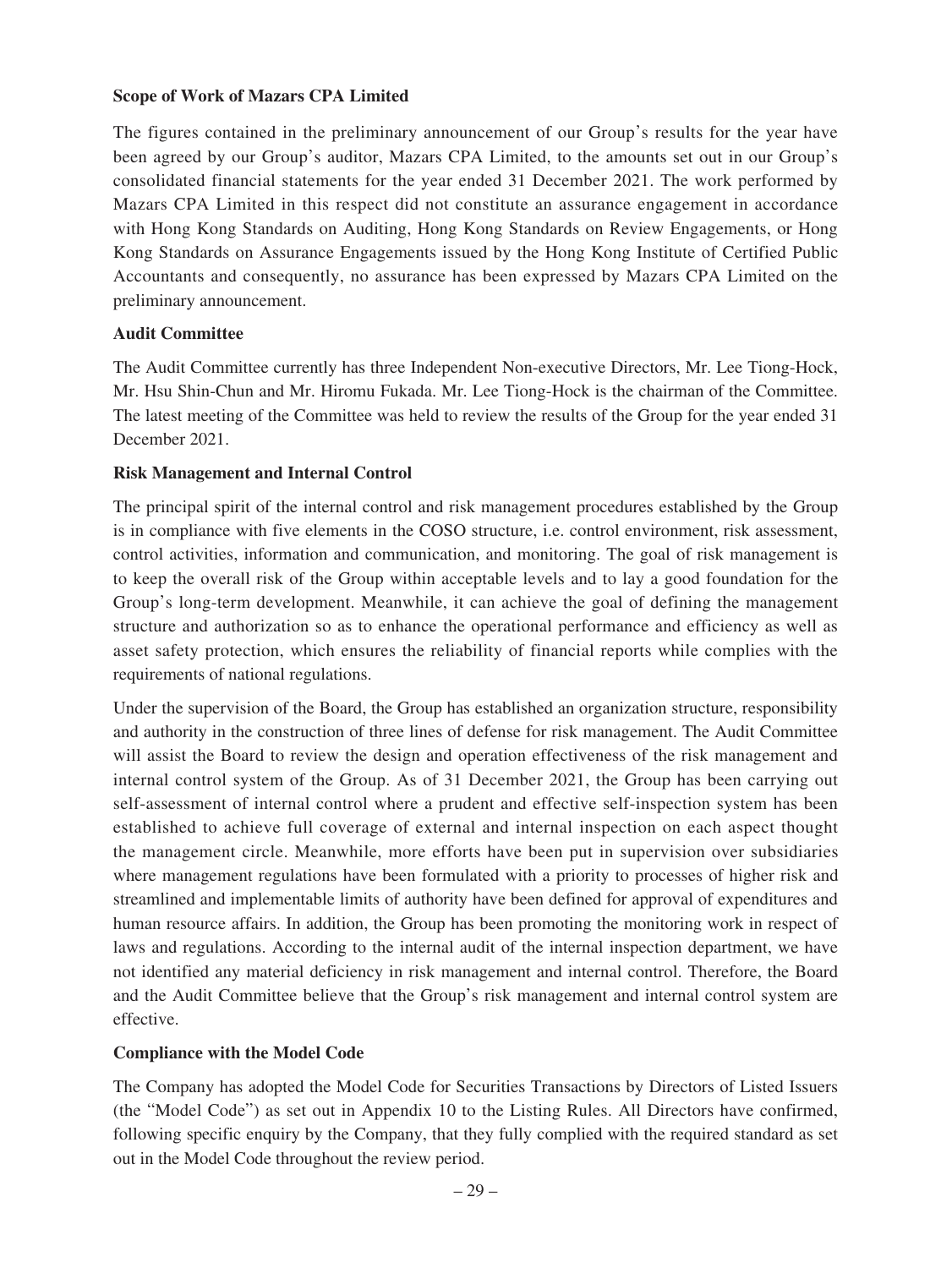**Scope of Work of Mazars CPA Limited**

The figures contained in the preliminary announcement of our Group's results for the year have been agreed by our Group's auditor, Mazars CPA Limited, to the amounts set out in our Group's consolidated financial statements for the year ended 31 December 2021. The work performed by Mazars CPA Limited in this respect did not constitute an assurance engagement in accordance with Hong Kong Standards on Auditing, Hong Kong Standards on Review Engagements, or Hong Kong Standards on Assurance Engagements issued by the Hong Kong Institute of Certified Public Accountants and consequently, no assurance has been expressed by Mazars CPA Limited on the preliminary announcement.

**Audit Committee**

The Audit Committee currently has three Independent Non-executive Directors, Mr. Lee Tiong-Hock, Mr. Hsu Shin-Chun and Mr. Hiromu Fukada. Mr. Lee Tiong-Hock is the chairman of the Committee. The latest meeting of the Committee was held to review the results of the Group for the year ended 31 December 2021.

**Risk Management and Internal Control**

The principal spirit of the internal control and risk management procedures established by the Group is in compliance with five elements in the COSO structure, i.e. control environment, risk assessment, control activities, information and communication, and monitoring. The goal of risk management is to keep the overall risk of the Group within acceptable levels and to lay a good foundation for the Group's long-term development. Meanwhile, it can achieve the goal of defining the management structure and authorization so as to enhance the operational performance and efficiency as well as asset safety protection, which ensures the reliability of financial reports while complies with the requirements of national regulations.

Under the supervision of the Board, the Group has established an organization structure, responsibility and authority in the construction of three lines of defense for risk management. The Audit Committee will assist the Board to review the design and operation effectiveness of the risk management and internal control system of the Group. As of 31 December 2021, the Group has been carrying out self-assessment of internal control where a prudent and effective self-inspection system has been established to achieve full coverage of external and internal inspection on each aspect thought the management circle. Meanwhile, more efforts have been put in supervision over subsidiaries where management regulations have been formulated with a priority to processes of higher risk and streamlined and implementable limits of authority have been defined for approval of expenditures and human resource affairs. In addition, the Group has been promoting the monitoring work in respect of laws and regulations. According to the internal audit of the internal inspection department, we have not identified any material deficiency in risk management and internal control. Therefore, the Board and the Audit Committee believe that the Group's risk management and internal control system are effective.

**Compliance with the Model Code**

The Company has adopted the Model Code for Securities Transactions by Directors of Listed Issuers (the "Model Code") as set out in Appendix 10 to the Listing Rules. All Directors have confirmed, following specific enquiry by the Company, that they fully complied with the required standard as set out in the Model Code throughout the review period.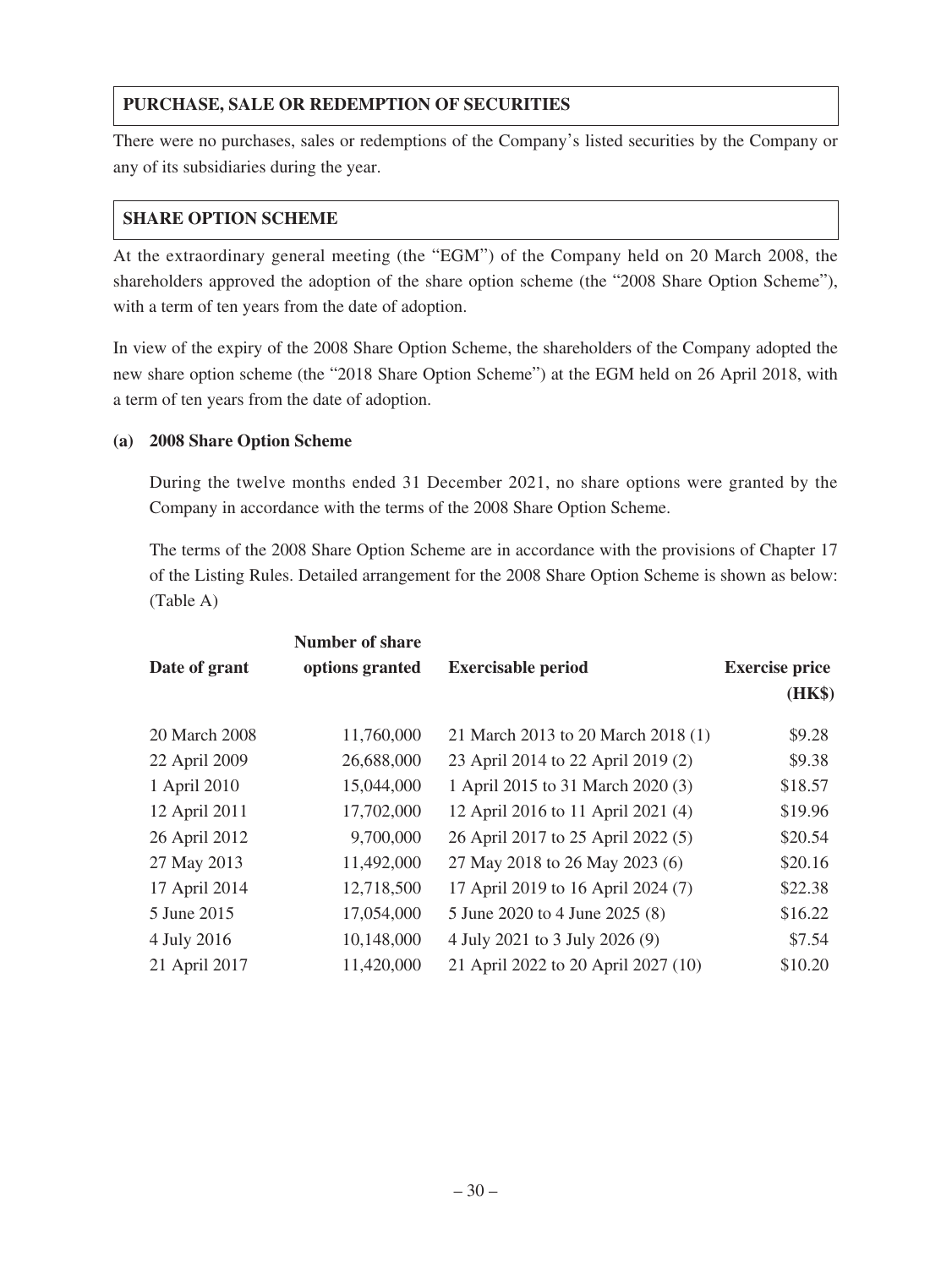## PURCHASE, SALE OR REDEMPTION OF SECURITIES

There were no purchases, sales or redemptions of the Company's listed securities by the Company or any of its subsidiaries during the year.

## SHARE OPTION SCHEME

At the extraordinary general meeting (the "EGM") of the Company held on 20 March 2008, the shareholders approved the adoption of the share option scheme (the "2008 Share Option Scheme"), with a term of ten years from the date of adoption.

In view of the expiry of the 2008 Share Option Scheme, the shareholders of the Company adopted the new share option scheme (the "2018 Share Option Scheme") at the EGM held on 26 April 2018, with a term of ten years from the date of adoption.

### (a) 2008 Share Option Scheme

During the twelve months ended 31 December 2021, no share options were granted by the Company in accordance with the terms of the 2008 Share Option Scheme.

The terms of the 2008 Share Option Scheme are in accordance with the provisions of Chapter 17 of the Listing Rules. Detailed arrangement for the 2008 Share Option Scheme is shown as below: (Table A)

| Date of grant | Number of share options granted | Exercisable period | Exercise price (HK$) |
|---|---|---|---|
| 20 March 2008 | 11,760,000 | 21 March 2013 to 20 March 2018 (1) | $9.28 |
| 22 April 2009 | 26,688,000 | 23 April 2014 to 22 April 2019 (2) | $9.38 |
| 1 April 2010 | 15,044,000 | 1 April 2015 to 31 March 2020 (3) | $18.57 |
| 12 April 2011 | 17,702,000 | 12 April 2016 to 11 April 2021 (4) | $19.96 |
| 26 April 2012 | 9,700,000 | 26 April 2017 to 25 April 2022 (5) | $20.54 |
| 27 May 2013 | 11,492,000 | 27 May 2018 to 26 May 2023 (6) | $20.16 |
| 17 April 2014 | 12,718,500 | 17 April 2019 to 16 April 2024 (7) | $22.38 |
| 5 June 2015 | 17,054,000 | 5 June 2020 to 4 June 2025 (8) | $16.22 |
| 4 July 2016 | 10,148,000 | 4 July 2021 to 3 July 2026 (9) | $7.54 |
| 21 April 2017 | 11,420,000 | 21 April 2022 to 20 April 2027 (10) | $10.20 |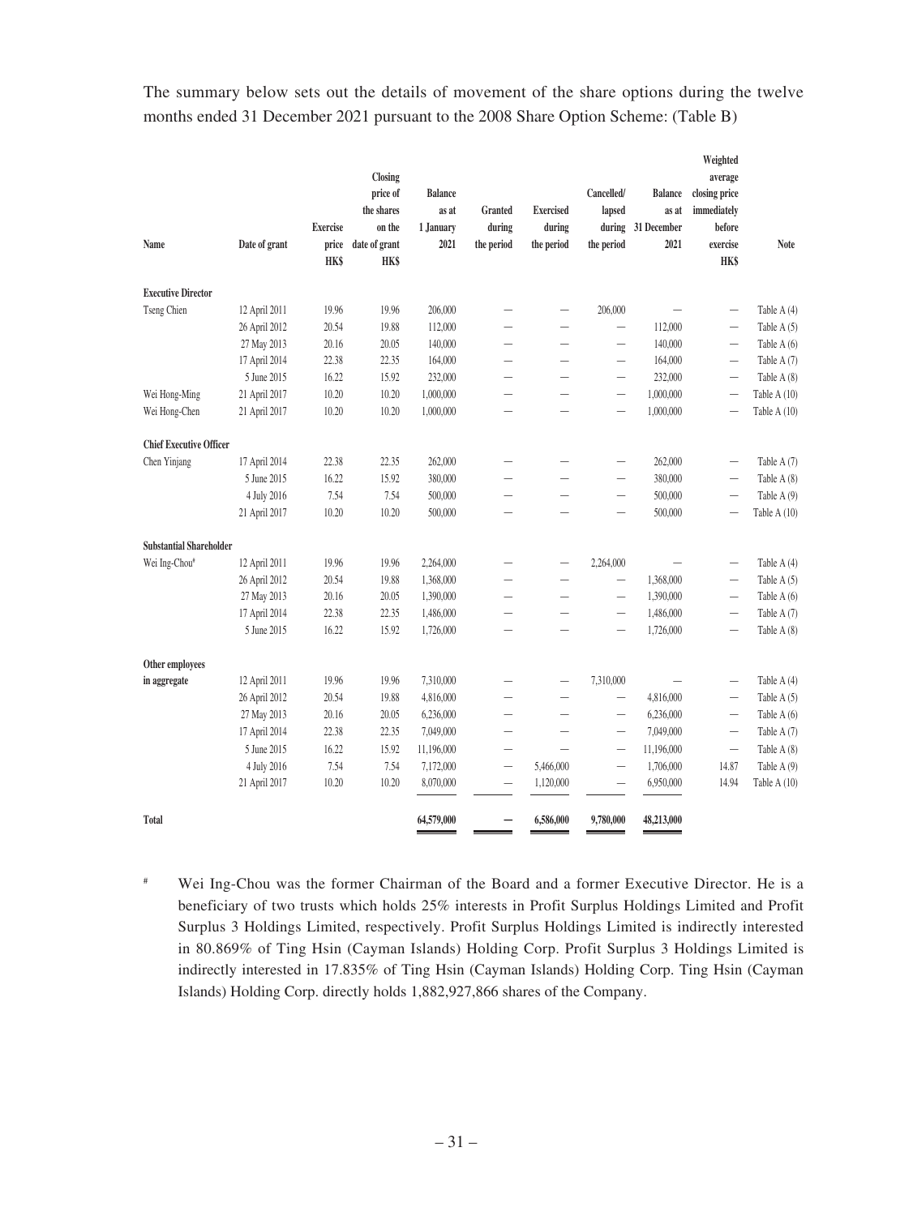The summary below sets out the details of movement of the share options during the twelve months ended 31 December 2021 pursuant to the 2008 Share Option Scheme: (Table B)

| Name | Date of grant | Exercise price HK$ | Closing price of the shares on the date of grant HK$ | Balance as at 1 January 2021 | Granted during the period | Exercised during the period | Cancelled/ lapsed during the period | Balance as at 31 December 2021 | Weighted average closing price immediately before exercise HK$ | Note |
|---|---|---|---|---|---|---|---|---|---|---|
| **Executive Director** | | | | | | | | | | |
| Tseng Chien | 12 April 2011 | 19.96 | 19.96 | 206,000 | — | — | 206,000 | — | — | Table A (4) |
| | 26 April 2012 | 20.54 | 19.88 | 112,000 | — | — | — | 112,000 | — | Table A (5) |
| | 27 May 2013 | 20.16 | 20.05 | 140,000 | — | — | — | 140,000 | — | Table A (6) |
| | 17 April 2014 | 22.38 | 22.35 | 164,000 | — | — | — | 164,000 | — | Table A (7) |
| | 5 June 2015 | 16.22 | 15.92 | 232,000 | — | — | — | 232,000 | — | Table A (8) |
| Wei Hong-Ming | 21 April 2017 | 10.20 | 10.20 | 1,000,000 | — | — | — | 1,000,000 | — | Table A (10) |
| Wei Hong-Chen | 21 April 2017 | 10.20 | 10.20 | 1,000,000 | — | — | — | 1,000,000 | — | Table A (10) |
| **Chief Executive Officer** | | | | | | | | | | |
| Chen Yinjang | 17 April 2014 | 22.38 | 22.35 | 262,000 | — | — | — | 262,000 | — | Table A (7) |
| | 5 June 2015 | 16.22 | 15.92 | 380,000 | — | — | — | 380,000 | — | Table A (8) |
| | 4 July 2016 | 7.54 | 7.54 | 500,000 | — | — | — | 500,000 | — | Table A (9) |
| | 21 April 2017 | 10.20 | 10.20 | 500,000 | — | — | — | 500,000 | — | Table A (10) |
| **Substantial Shareholder** | | | | | | | | | | |
| Wei Ing-Chou# | 12 April 2011 | 19.96 | 19.96 | 2,264,000 | — | — | 2,264,000 | — | — | Table A (4) |
| | 26 April 2012 | 20.54 | 19.88 | 1,368,000 | — | — | — | 1,368,000 | — | Table A (5) |
| | 27 May 2013 | 20.16 | 20.05 | 1,390,000 | — | — | — | 1,390,000 | — | Table A (6) |
| | 17 April 2014 | 22.38 | 22.35 | 1,486,000 | — | — | — | 1,486,000 | — | Table A (7) |
| | 5 June 2015 | 16.22 | 15.92 | 1,726,000 | — | — | — | 1,726,000 | — | Table A (8) |
| **Other employees in aggregate** | | | | | | | | | | |
| | 12 April 2011 | 19.96 | 19.96 | 7,310,000 | — | — | 7,310,000 | — | — | Table A (4) |
| | 26 April 2012 | 20.54 | 19.88 | 4,816,000 | — | — | — | 4,816,000 | — | Table A (5) |
| | 27 May 2013 | 20.16 | 20.05 | 6,236,000 | — | — | — | 6,236,000 | — | Table A (6) |
| | 17 April 2014 | 22.38 | 22.35 | 7,049,000 | — | — | — | 7,049,000 | — | Table A (7) |
| | 5 June 2015 | 16.22 | 15.92 | 11,196,000 | — | — | — | 11,196,000 | — | Table A (8) |
| | 4 July 2016 | 7.54 | 7.54 | 7,172,000 | — | 5,466,000 | — | 1,706,000 | 14.87 | Table A (9) |
| | 21 April 2017 | 10.20 | 10.20 | 8,070,000 | — | 1,120,000 | — | 6,950,000 | 14.94 | Table A (10) |
| **Total** | | | | **64,579,000** | **—** | **6,586,000** | **9,780,000** | **48,213,000** | | |

# Wei Ing-Chou was the former Chairman of the Board and a former Executive Director. He is a beneficiary of two trusts which holds 25% interests in Profit Surplus Holdings Limited and Profit Surplus 3 Holdings Limited, respectively. Profit Surplus Holdings Limited is indirectly interested in 80.869% of Ting Hsin (Cayman Islands) Holding Corp. Profit Surplus 3 Holdings Limited is indirectly interested in 17.835% of Ting Hsin (Cayman Islands) Holding Corp. Ting Hsin (Cayman Islands) Holding Corp. directly holds 1,882,927,866 shares of the Company.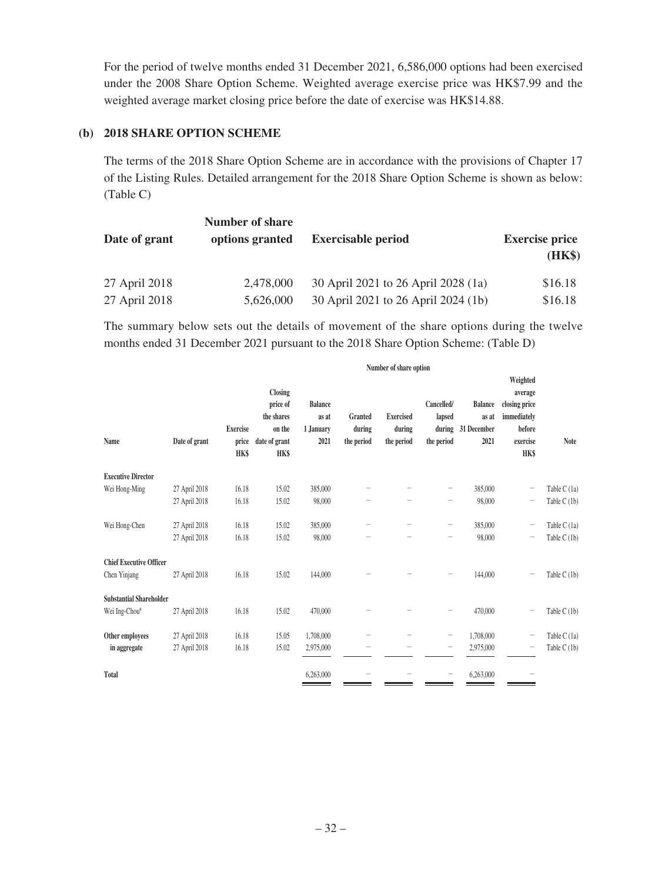For the period of twelve months ended 31 December 2021, 6,586,000 options had been exercised under the 2008 Share Option Scheme. Weighted average exercise price was HK$7.99 and the weighted average market closing price before the date of exercise was HK$14.88.

### (b) 2018 SHARE OPTION SCHEME

The terms of the 2018 Share Option Scheme are in accordance with the provisions of Chapter 17 of the Listing Rules. Detailed arrangement for the 2018 Share Option Scheme is shown as below: (Table C)

| Date of grant | Number of share options granted | Exercisable period | Exercise price (HK$) |
|---|---|---|---|
| 27 April 2018 | 2,478,000 | 30 April 2021 to 26 April 2028 (1a) | $16.18 |
| 27 April 2018 | 5,626,000 | 30 April 2021 to 26 April 2024 (1b) | $16.18 |

The summary below sets out the details of movement of the share options during the twelve months ended 31 December 2021 pursuant to the 2018 Share Option Scheme: (Table D)

| | | | | Number of share option | | | | | | |
|---|---|---|---|---|---|---|---|---|---|---|
| Name | Date of grant | Exercise price HK$ | Closing price of the shares on the date of grant HK$ | Balance as at 1 January 2021 | Granted during the period | Exercised during the period | Cancelled/ lapsed during the period | Balance as at 31 December 2021 | Weighted average closing price immediately before exercise HK$ | Note |
| **Executive Director** | | | | | | | | | | |
| Wei Hong-Ming | 27 April 2018 | 16.18 | 15.02 | 385,000 | – | – | – | 385,000 | – | Table C (1a) |
| | 27 April 2018 | 16.18 | 15.02 | 98,000 | – | – | – | 98,000 | – | Table C (1b) |
| Wei Hong-Chen | 27 April 2018 | 16.18 | 15.02 | 385,000 | – | – | – | 385,000 | – | Table C (1a) |
| | 27 April 2018 | 16.18 | 15.02 | 98,000 | – | – | – | 98,000 | – | Table C (1b) |
| **Chief Executive Officer** | | | | | | | | | | |
| Chen Yinjang | 27 April 2018 | 16.18 | 15.02 | 144,000 | – | – | – | 144,000 | – | Table C (1b) |
| **Substantial Shareholder** | | | | | | | | | | |
| Wei Ing-Chou# | 27 April 2018 | 16.18 | 15.02 | 470,000 | – | – | – | 470,000 | – | Table C (1b) |
| **Other employees in aggregate** | 27 April 2018 | 16.18 | 15.05 | 1,708,000 | – | – | – | 1,708,000 | – | Table C (1a) |
| | 27 April 2018 | 16.18 | 15.02 | 2,975,000 | – | – | – | 2,975,000 | – | Table C (1b) |
| **Total** | | | | 6,263,000 | – | – | – | 6,263,000 | – | |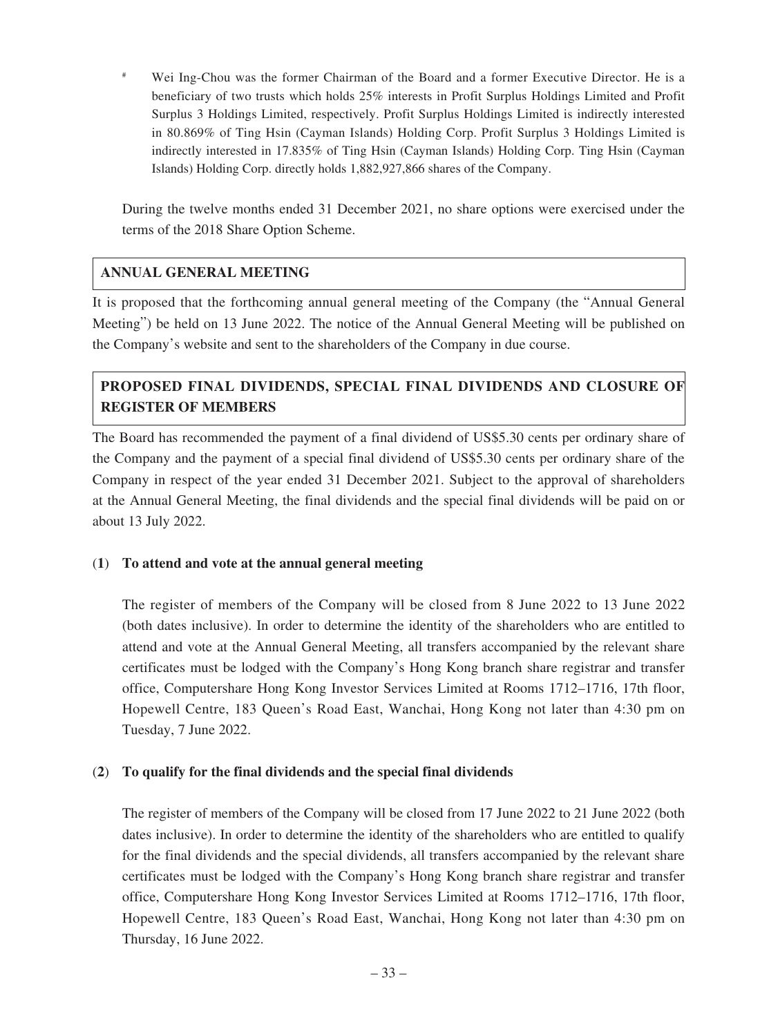\# Wei Ing-Chou was the former Chairman of the Board and a former Executive Director. He is a beneficiary of two trusts which holds 25% interests in Profit Surplus Holdings Limited and Profit Surplus 3 Holdings Limited, respectively. Profit Surplus Holdings Limited is indirectly interested in 80.869% of Ting Hsin (Cayman Islands) Holding Corp. Profit Surplus 3 Holdings Limited is indirectly interested in 17.835% of Ting Hsin (Cayman Islands) Holding Corp. Ting Hsin (Cayman Islands) Holding Corp. directly holds 1,882,927,866 shares of the Company.

During the twelve months ended 31 December 2021, no share options were exercised under the terms of the 2018 Share Option Scheme.

## ANNUAL GENERAL MEETING

It is proposed that the forthcoming annual general meeting of the Company (the "Annual General Meeting") be held on 13 June 2022. The notice of the Annual General Meeting will be published on the Company's website and sent to the shareholders of the Company in due course.

## PROPOSED FINAL DIVIDENDS, SPECIAL FINAL DIVIDENDS AND CLOSURE OF REGISTER OF MEMBERS

The Board has recommended the payment of a final dividend of US$5.30 cents per ordinary share of the Company and the payment of a special final dividend of US$5.30 cents per ordinary share of the Company in respect of the year ended 31 December 2021. Subject to the approval of shareholders at the Annual General Meeting, the final dividends and the special final dividends will be paid on or about 13 July 2022.

**(1) To attend and vote at the annual general meeting**

The register of members of the Company will be closed from 8 June 2022 to 13 June 2022 (both dates inclusive). In order to determine the identity of the shareholders who are entitled to attend and vote at the Annual General Meeting, all transfers accompanied by the relevant share certificates must be lodged with the Company's Hong Kong branch share registrar and transfer office, Computershare Hong Kong Investor Services Limited at Rooms 1712–1716, 17th floor, Hopewell Centre, 183 Queen's Road East, Wanchai, Hong Kong not later than 4:30 pm on Tuesday, 7 June 2022.

**(2) To qualify for the final dividends and the special final dividends**

The register of members of the Company will be closed from 17 June 2022 to 21 June 2022 (both dates inclusive). In order to determine the identity of the shareholders who are entitled to qualify for the final dividends and the special dividends, all transfers accompanied by the relevant share certificates must be lodged with the Company's Hong Kong branch share registrar and transfer office, Computershare Hong Kong Investor Services Limited at Rooms 1712–1716, 17th floor, Hopewell Centre, 183 Queen's Road East, Wanchai, Hong Kong not later than 4:30 pm on Thursday, 16 June 2022.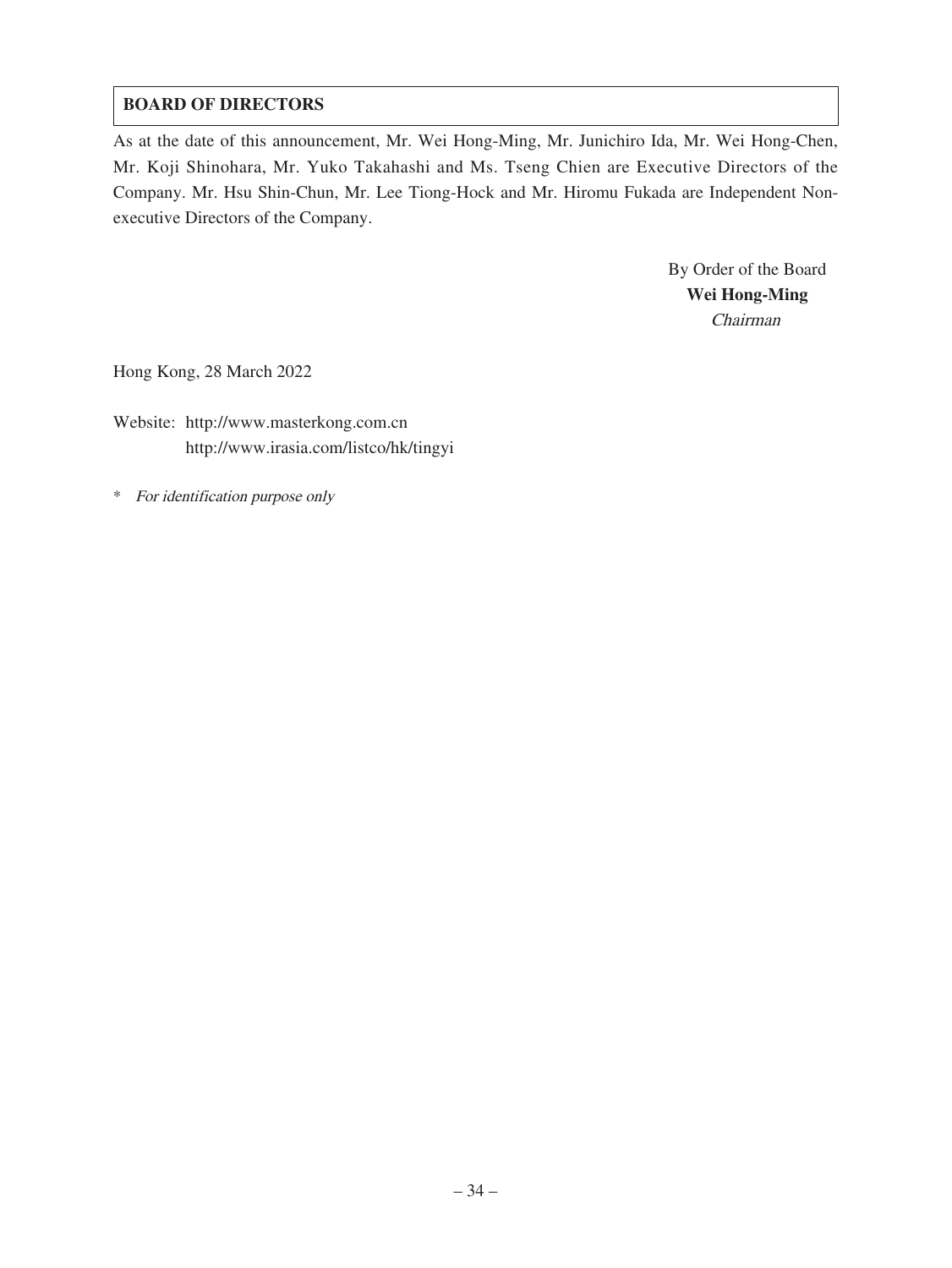## BOARD OF DIRECTORS

As at the date of this announcement, Mr. Wei Hong-Ming, Mr. Junichiro Ida, Mr. Wei Hong-Chen, Mr. Koji Shinohara, Mr. Yuko Takahashi and Ms. Tseng Chien are Executive Directors of the Company. Mr. Hsu Shin-Chun, Mr. Lee Tiong-Hock and Mr. Hiromu Fukada are Independent Non-executive Directors of the Company.

By Order of the Board
**Wei Hong-Ming**
*Chairman*

Hong Kong, 28 March 2022

Website: http://www.masterkong.com.cn
http://www.irasia.com/listco/hk/tingyi

* *For identification purpose only*